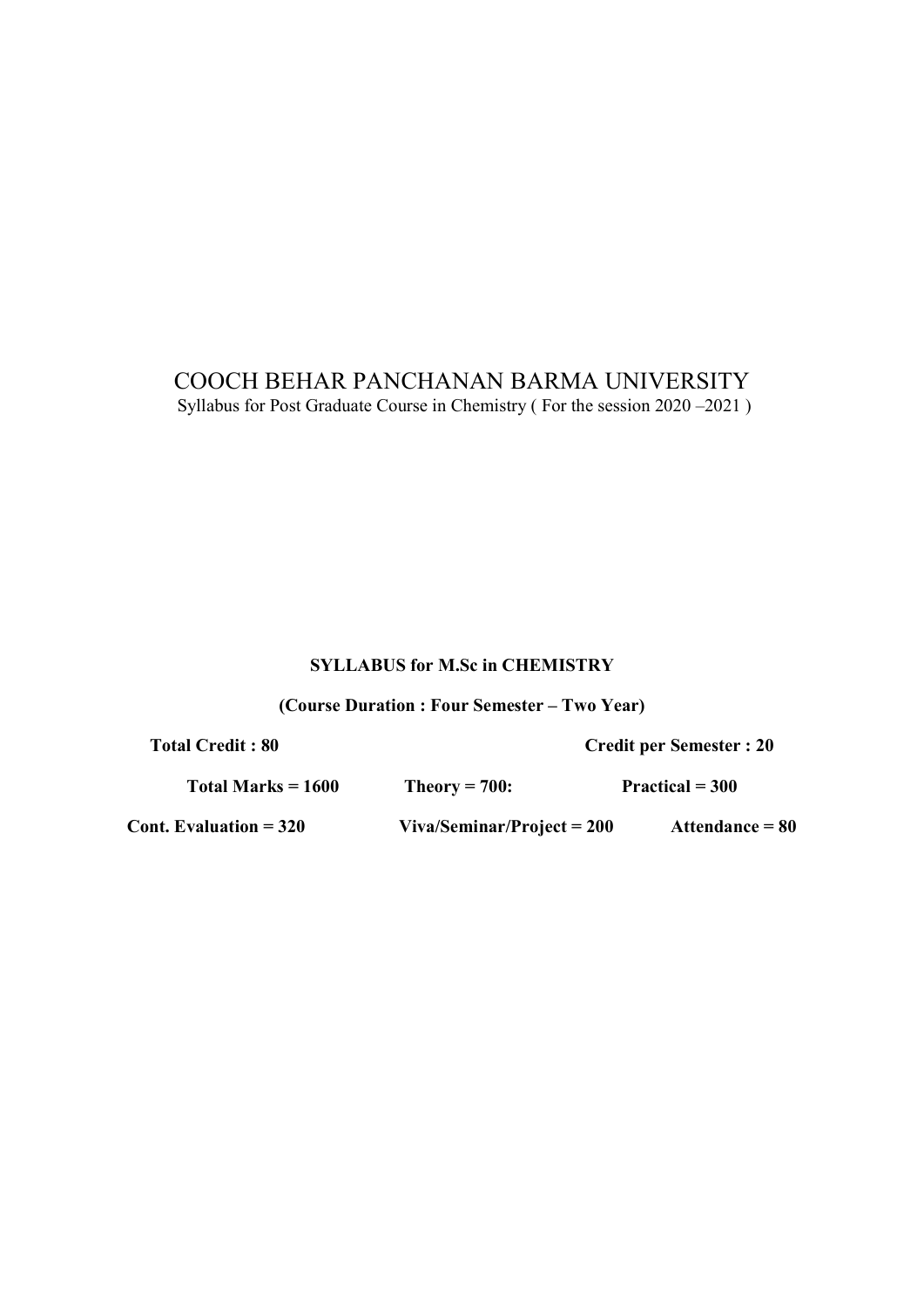# COOCH BEHAR PANCHANAN BARMA UNIVERSITY

Syllabus for Post Graduate Course in Chemistry ( For the session 2020 –2021 )

**SYLLABUS for M.Sc in CHEMISTRY**

**(Course Duration : Four Semester – Two Year)**

**Total Credit : 80** **Credit per Semester : 20**

**Total Marks = 1600** **Theory = 700:** **Practical = 300**

**Cont. Evaluation = 320** **Viva/Seminar/Project = 200** **Attendance = 80**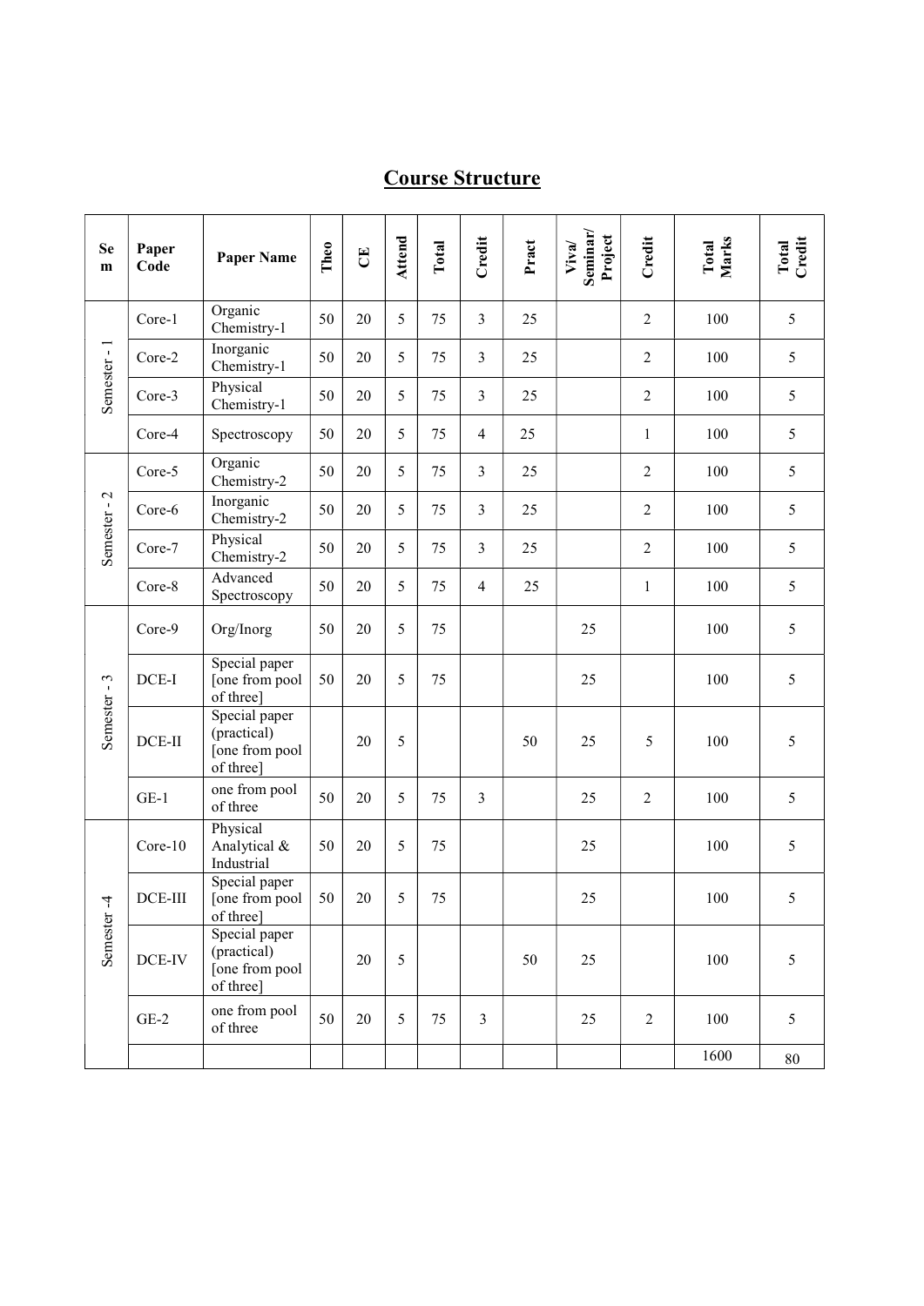## Course Structure

| Sem | Paper Code | Paper Name | Theo | CE | Attend | Total | Credit | Pract | Viva/ Seminar/ Project | Credit | Total Marks | Total Credit |
|---|---|---|---|---|---|---|---|---|---|---|---|---|
| Semester - 1 | Core-1 | Organic Chemistry-1 | 50 | 20 | 5 | 75 | 3 | 25 | | 2 | 100 | 5 |
| | Core-2 | Inorganic Chemistry-1 | 50 | 20 | 5 | 75 | 3 | 25 | | 2 | 100 | 5 |
| | Core-3 | Physical Chemistry-1 | 50 | 20 | 5 | 75 | 3 | 25 | | 2 | 100 | 5 |
| | Core-4 | Spectroscopy | 50 | 20 | 5 | 75 | 4 | 25 | | 1 | 100 | 5 |
| Semester - 2 | Core-5 | Organic Chemistry-2 | 50 | 20 | 5 | 75 | 3 | 25 | | 2 | 100 | 5 |
| | Core-6 | Inorganic Chemistry-2 | 50 | 20 | 5 | 75 | 3 | 25 | | 2 | 100 | 5 |
| | Core-7 | Physical Chemistry-2 | 50 | 20 | 5 | 75 | 3 | 25 | | 2 | 100 | 5 |
| | Core-8 | Advanced Spectroscopy | 50 | 20 | 5 | 75 | 4 | 25 | | 1 | 100 | 5 |
| Semester - 3 | Core-9 | Org/Inorg | 50 | 20 | 5 | 75 | | | 25 | | 100 | 5 |
| | DCE-I | Special paper [one from pool of three] | 50 | 20 | 5 | 75 | | | 25 | | 100 | 5 |
| | DCE-II | Special paper (practical) [one from pool of three] | | 20 | 5 | | | 50 | 25 | 5 | 100 | 5 |
| | GE-1 | one from pool of three | 50 | 20 | 5 | 75 | 3 | | 25 | 2 | 100 | 5 |
| Semester -4 | Core-10 | Physical Analytical & Industrial | 50 | 20 | 5 | 75 | | | 25 | | 100 | 5 |
| | DCE-III | Special paper [one from pool of three] | 50 | 20 | 5 | 75 | | | 25 | | 100 | 5 |
| | DCE-IV | Special paper (practical) [one from pool of three] | | 20 | 5 | | | 50 | 25 | | 100 | 5 |
| | GE-2 | one from pool of three | 50 | 20 | 5 | 75 | 3 | | 25 | 2 | 100 | 5 |
| | | | | | | | | | | | 1600 | 80 |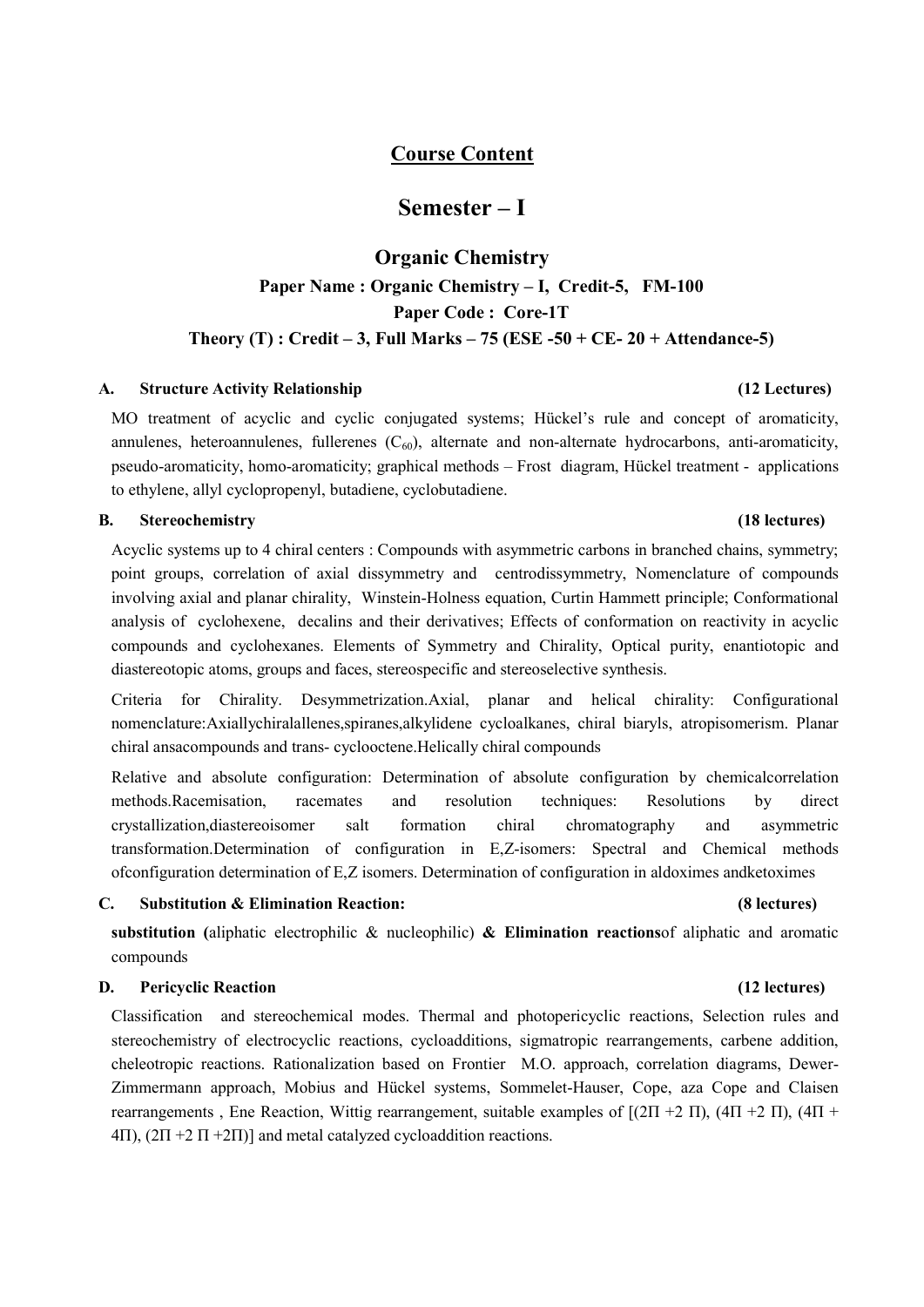# Course Content

## Semester – I

### Organic Chemistry

**Paper Name : Organic Chemistry – I, Credit-5, FM-100**

**Paper Code : Core-1T**

**Theory (T) : Credit – 3, Full Marks – 75 (ESE -50 + CE- 20 + Attendance-5)**

**A. Structure Activity Relationship (12 Lectures)**

MO treatment of acyclic and cyclic conjugated systems; Hückel's rule and concept of aromaticity, annulenes, heteroannulenes, fullerenes ($C_{60}$), alternate and non-alternate hydrocarbons, anti-aromaticity, pseudo-aromaticity, homo-aromaticity; graphical methods – Frost diagram, Hückel treatment - applications to ethylene, allyl cyclopropenyl, butadiene, cyclobutadiene.

**B. Stereochemistry (18 lectures)**

Acyclic systems up to 4 chiral centers : Compounds with asymmetric carbons in branched chains, symmetry; point groups, correlation of axial dissymmetry and centrodissymmetry, Nomenclature of compounds involving axial and planar chirality, Winstein-Holness equation, Curtin Hammett principle; Conformational analysis of cyclohexene, decalins and their derivatives; Effects of conformation on reactivity in acyclic compounds and cyclohexanes. Elements of Symmetry and Chirality, Optical purity, enantiotopic and diastereotopic atoms, groups and faces, stereospecific and stereoselective synthesis.

Criteria for Chirality. Desymmetrization.Axial, planar and helical chirality: Configurational nomenclature:Axiallychiralallenes,spiranes,alkylidene cycloalkanes, chiral biaryls, atropisomerism. Planar chiral ansacompounds and trans- cyclooctene.Helically chiral compounds

Relative and absolute configuration: Determination of absolute configuration by chemicalcorrelation methods.Racemisation, racemates and resolution techniques: Resolutions by direct crystallization,diastereoisomer salt formation chiral chromatography and asymmetric transformation.Determination of configuration in E,Z-isomers: Spectral and Chemical methods ofconfiguration determination of E,Z isomers. Determination of configuration in aldoximes andketoximes

**C. Substitution & Elimination Reaction: (8 lectures)**

**substitution (**aliphatic electrophilic & nucleophilic) **& Elimination reactions**of aliphatic and aromatic compounds

**D. Pericyclic Reaction (12 lectures)**

Classification and stereochemical modes. Thermal and photopericyclic reactions, Selection rules and stereochemistry of electrocyclic reactions, cycloadditions, sigmatropic rearrangements, carbene addition, cheleotropic reactions. Rationalization based on Frontier M.O. approach, correlation diagrams, Dewer-Zimmermann approach, Mobius and Hückel systems, Sommelet-Hauser, Cope, aza Cope and Claisen rearrangements , Ene Reaction, Wittig rearrangement, suitable examples of [($2\Pi + 2\Pi$), ($4\Pi + 2\Pi$), ($4\Pi + 4\Pi$), ($2\Pi + 2\Pi + 2\Pi$)] and metal catalyzed cycloaddition reactions.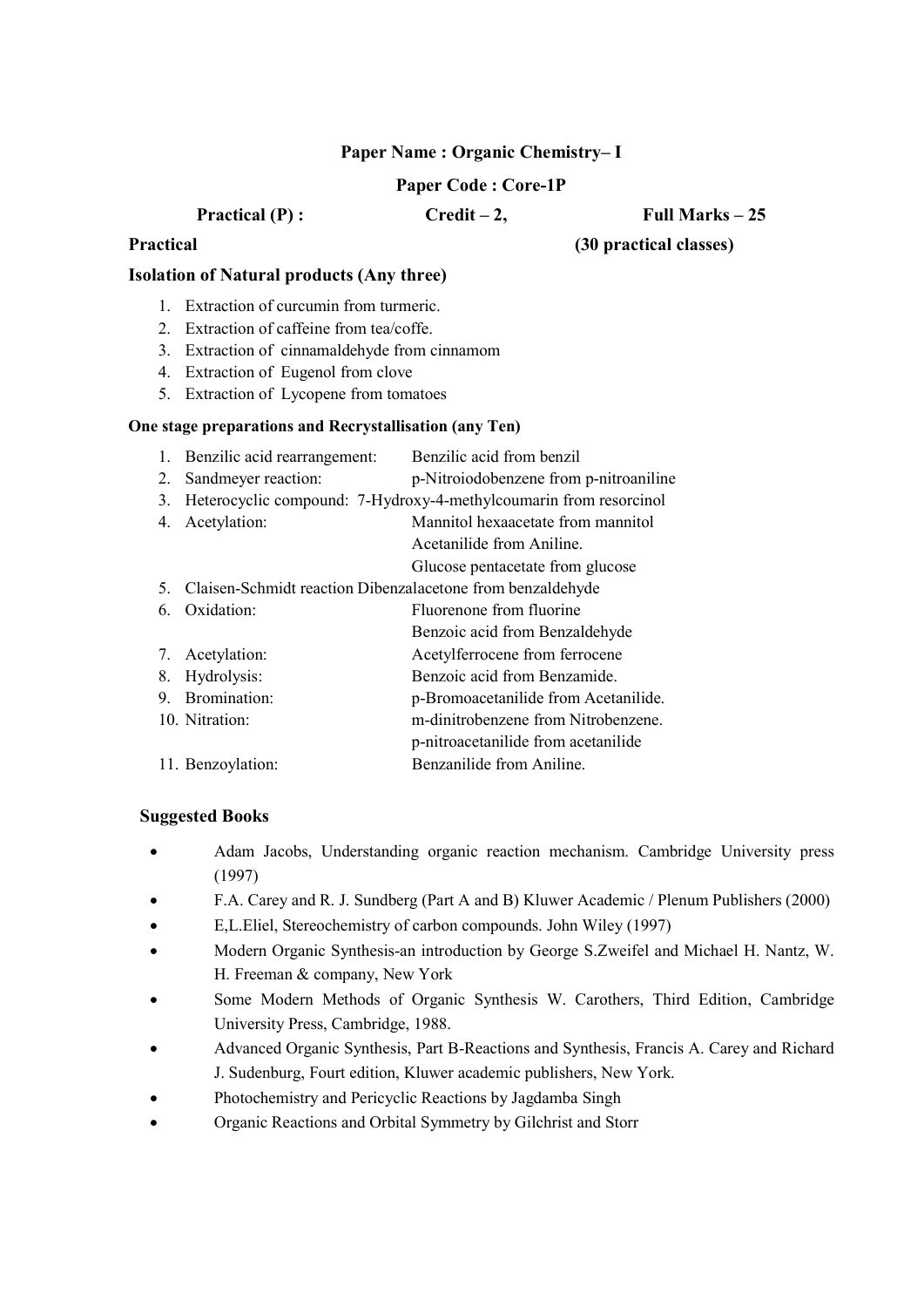**Paper Name : Organic Chemistry– I**

**Paper Code : Core-1P**

**Practical (P) :** **Credit – 2,** **Full Marks – 25**

**Practical** **(30 practical classes)**

**Isolation of Natural products (Any three)**

1. Extraction of curcumin from turmeric.
2. Extraction of caffeine from tea/coffe.
3. Extraction of cinnamaldehyde from cinnamom
4. Extraction of Eugenol from clove
5. Extraction of Lycopene from tomatoes

**One stage preparations and Recrystallisation (any Ten)**

1. Benzilic acid rearrangement: Benzilic acid from benzil
2. Sandmeyer reaction: p-Nitroiodobenzene from p-nitroaniline
3. Heterocyclic compound: 7-Hydroxy-4-methylcoumarin from resorcinol
4. Acetylation: Mannitol hexaacetate from mannitol
   Acetanilide from Aniline.
   Glucose pentacetate from glucose
5. Claisen-Schmidt reaction Dibenzalacetone from benzaldehyde
6. Oxidation: Fluorenone from fluorine
   Benzoic acid from Benzaldehyde
7. Acetylation: Acetylferrocene from ferrocene
8. Hydrolysis: Benzoic acid from Benzamide.
9. Bromination: p-Bromoacetanilide from Acetanilide.
10. Nitration: m-dinitrobenzene from Nitrobenzene.
    p-nitroacetanilide from acetanilide
11. Benzoylation: Benzanilide from Aniline.

**Suggested Books**

- Adam Jacobs, Understanding organic reaction mechanism. Cambridge University press (1997)
- F.A. Carey and R. J. Sundberg (Part A and B) Kluwer Academic / Plenum Publishers (2000)
- E,L.Eliel, Stereochemistry of carbon compounds. John Wiley (1997)
- Modern Organic Synthesis-an introduction by George S.Zweifel and Michael H. Nantz, W. H. Freeman & company, New York
- Some Modern Methods of Organic Synthesis W. Carothers, Third Edition, Cambridge University Press, Cambridge, 1988.
- Advanced Organic Synthesis, Part B-Reactions and Synthesis, Francis A. Carey and Richard J. Sudenburg, Fourt edition, Kluwer academic publishers, New York.
- Photochemistry and Pericyclic Reactions by Jagdamba Singh
- Organic Reactions and Orbital Symmetry by Gilchrist and Storr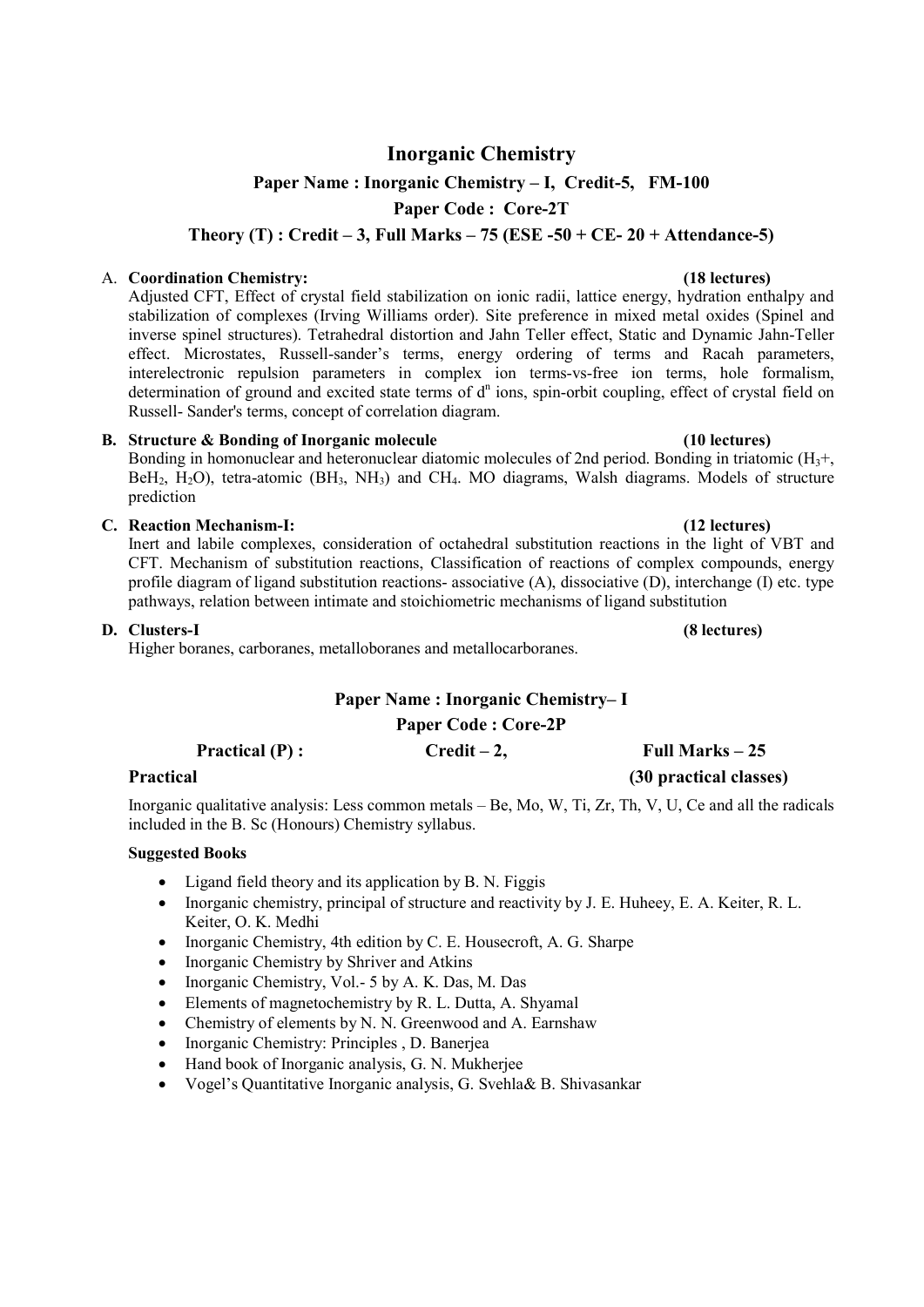# Inorganic Chemistry

## Paper Name : Inorganic Chemistry – I, Credit-5, FM-100

## Paper Code : Core-2T

## Theory (T) : Credit – 3, Full Marks – 75 (ESE -50 + CE- 20 + Attendance-5)

A. **Coordination Chemistry: (18 lectures)**
Adjusted CFT, Effect of crystal field stabilization on ionic radii, lattice energy, hydration enthalpy and stabilization of complexes (Irving Williams order). Site preference in mixed metal oxides (Spinel and inverse spinel structures). Tetrahedral distortion and Jahn Teller effect, Static and Dynamic Jahn-Teller effect. Microstates, Russell-sander's terms, energy ordering of terms and Racah parameters, interelectronic repulsion parameters in complex ion terms-vs-free ion terms, hole formalism, determination of ground and excited state terms of $d^n$ ions, spin-orbit coupling, effect of crystal field on Russell- Sander's terms, concept of correlation diagram.

**B. Structure & Bonding of Inorganic molecule (10 lectures)**
Bonding in homonuclear and heteronuclear diatomic molecules of 2nd period. Bonding in triatomic ($H_3$+, $BeH_2$, $H_2O$), tetra-atomic ($BH_3$, $NH_3$) and $CH_4$. MO diagrams, Walsh diagrams. Models of structure prediction

**C. Reaction Mechanism-I: (12 lectures)**
Inert and labile complexes, consideration of octahedral substitution reactions in the light of VBT and CFT. Mechanism of substitution reactions, Classification of reactions of complex compounds, energy profile diagram of ligand substitution reactions- associative (A), dissociative (D), interchange (I) etc. type pathways, relation between intimate and stoichiometric mechanisms of ligand substitution

**D. Clusters-I (8 lectures)**
Higher boranes, carboranes, metalloboranes and metallocarboranes.

## Paper Name : Inorganic Chemistry– I

## Paper Code : Core-2P

**Practical (P) : Credit – 2, Full Marks – 25**

**Practical (30 practical classes)**

Inorganic qualitative analysis: Less common metals – Be, Mo, W, Ti, Zr, Th, V, U, Ce and all the radicals included in the B. Sc (Honours) Chemistry syllabus.

**Suggested Books**

- Ligand field theory and its application by B. N. Figgis
- Inorganic chemistry, principal of structure and reactivity by J. E. Huheey, E. A. Keiter, R. L. Keiter, O. K. Medhi
- Inorganic Chemistry, 4th edition by C. E. Housecroft, A. G. Sharpe
- Inorganic Chemistry by Shriver and Atkins
- Inorganic Chemistry, Vol.- 5 by A. K. Das, M. Das
- Elements of magnetochemistry by R. L. Dutta, A. Shyamal
- Chemistry of elements by N. N. Greenwood and A. Earnshaw
- Inorganic Chemistry: Principles , D. Banerjea
- Hand book of Inorganic analysis, G. N. Mukherjee
- Vogel's Quantitative Inorganic analysis, G. Svehla& B. Shivasankar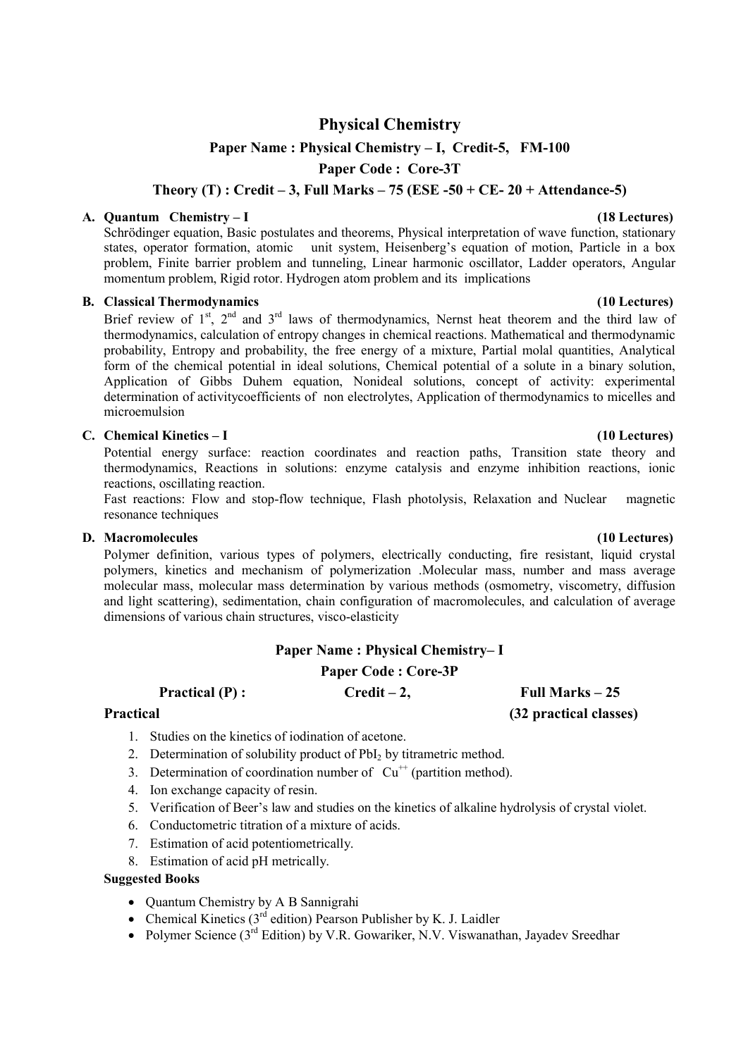# Physical Chemistry

## Paper Name : Physical Chemistry – I, Credit-5, FM-100

## Paper Code : Core-3T

### Theory (T) : Credit – 3, Full Marks – 75 (ESE -50 + CE- 20 + Attendance-5)

**A. Quantum Chemistry – I** **(18 Lectures)**

Schrödinger equation, Basic postulates and theorems, Physical interpretation of wave function, stationary states, operator formation, atomic unit system, Heisenberg's equation of motion, Particle in a box problem, Finite barrier problem and tunneling, Linear harmonic oscillator, Ladder operators, Angular momentum problem, Rigid rotor. Hydrogen atom problem and its implications

**B. Classical Thermodynamics** **(10 Lectures)**

Brief review of 1$^{st}$, 2$^{nd}$ and 3$^{rd}$ laws of thermodynamics, Nernst heat theorem and the third law of thermodynamics, calculation of entropy changes in chemical reactions. Mathematical and thermodynamic probability, Entropy and probability, the free energy of a mixture, Partial molal quantities, Analytical form of the chemical potential in ideal solutions, Chemical potential of a solute in a binary solution, Application of Gibbs Duhem equation, Nonideal solutions, concept of activity: experimental determination of activitycoefficients of non electrolytes, Application of thermodynamics to micelles and microemulsion

**C. Chemical Kinetics – I** **(10 Lectures)**

Potential energy surface: reaction coordinates and reaction paths, Transition state theory and thermodynamics, Reactions in solutions: enzyme catalysis and enzyme inhibition reactions, ionic reactions, oscillating reaction.

Fast reactions: Flow and stop-flow technique, Flash photolysis, Relaxation and Nuclear magnetic resonance techniques

**D. Macromolecules** **(10 Lectures)**

Polymer definition, various types of polymers, electrically conducting, fire resistant, liquid crystal polymers, kinetics and mechanism of polymerization .Molecular mass, number and mass average molecular mass, molecular mass determination by various methods (osmometry, viscometry, diffusion and light scattering), sedimentation, chain configuration of macromolecules, and calculation of average dimensions of various chain structures, visco-elasticity

## Paper Name : Physical Chemistry– I

## Paper Code : Core-3P

**Practical (P) :** **Credit – 2,** **Full Marks – 25**

**Practical** **(32 practical classes)**

1. Studies on the kinetics of iodination of acetone.
2. Determination of solubility product of $PbI_2$ by titrametric method.
3. Determination of coordination number of $Cu^{++}$ (partition method).
4. Ion exchange capacity of resin.
5. Verification of Beer's law and studies on the kinetics of alkaline hydrolysis of crystal violet.
6. Conductometric titration of a mixture of acids.
7. Estimation of acid potentiometrically.
8. Estimation of acid pH metrically.

**Suggested Books**

- Quantum Chemistry by A B Sannigrahi
- Chemical Kinetics (3$^{rd}$ edition) Pearson Publisher by K. J. Laidler
- Polymer Science (3$^{rd}$ Edition) by V.R. Gowariker, N.V. Viswanathan, Jayadev Sreedhar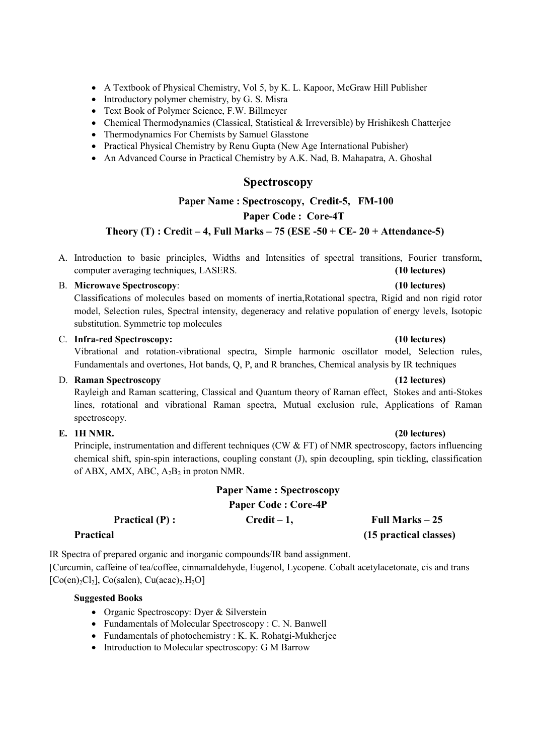- A Textbook of Physical Chemistry, Vol 5, by K. L. Kapoor, McGraw Hill Publisher
- Introductory polymer chemistry, by G. S. Misra
- Text Book of Polymer Science, F.W. Billmeyer
- Chemical Thermodynamics (Classical, Statistical & Irreversible) by Hrishikesh Chatterjee
- Thermodynamics For Chemists by Samuel Glasstone
- Practical Physical Chemistry by Renu Gupta (New Age International Pubisher)
- An Advanced Course in Practical Chemistry by A.K. Nad, B. Mahapatra, A. Ghoshal

## Spectroscopy

**Paper Name : Spectroscopy, Credit-5, FM-100**

**Paper Code : Core-4T**

**Theory (T) : Credit – 4, Full Marks – 75 (ESE -50 + CE- 20 + Attendance-5)**

A. Introduction to basic principles, Widths and Intensities of spectral transitions, Fourier transform, computer averaging techniques, LASERS. **(10 lectures)**

B. **Microwave Spectroscopy**: **(10 lectures)**
Classifications of molecules based on moments of inertia,Rotational spectra, Rigid and non rigid rotor model, Selection rules, Spectral intensity, degeneracy and relative population of energy levels, Isotopic substitution. Symmetric top molecules

C. **Infra-red Spectroscopy:** **(10 lectures)**
Vibrational and rotation-vibrational spectra, Simple harmonic oscillator model, Selection rules, Fundamentals and overtones, Hot bands, Q, P, and R branches, Chemical analysis by IR techniques

D. **Raman Spectroscopy** **(12 lectures)**
Rayleigh and Raman scattering, Classical and Quantum theory of Raman effect, Stokes and anti-Stokes lines, rotational and vibrational Raman spectra, Mutual exclusion rule, Applications of Raman spectroscopy.

E. **1H NMR.** **(20 lectures)**
Principle, instrumentation and different techniques (CW & FT) of NMR spectroscopy, factors influencing chemical shift, spin-spin interactions, coupling constant (J), spin decoupling, spin tickling, classification of ABX, AMX, ABC, $A_2B_2$ in proton NMR.

**Paper Name : Spectroscopy**

**Paper Code : Core-4P**

**Practical (P) :** **Credit – 1,** **Full Marks – 25**

**Practical** **(15 practical classes)**

IR Spectra of prepared organic and inorganic compounds/IR band assignment.
[Curcumin, caffeine of tea/coffee, cinnamaldehyde, Eugenol, Lycopene. Cobalt acetylacetonate, cis and trans $[Co(en)_2Cl_2]$, Co(salen), $Cu(acac)_2.H_2O$]

**Suggested Books**

- Organic Spectroscopy: Dyer & Silverstein
- Fundamentals of Molecular Spectroscopy : C. N. Banwell
- Fundamentals of photochemistry : K. K. Rohatgi-Mukherjee
- Introduction to Molecular spectroscopy: G M Barrow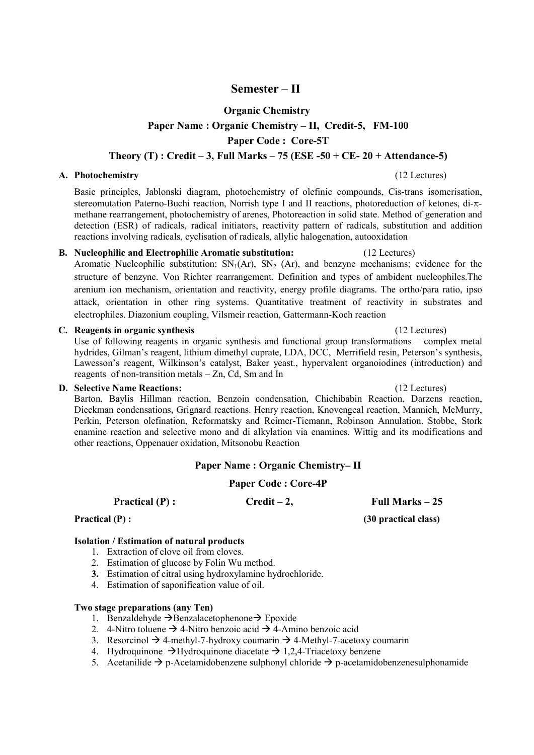# Semester – II

## Organic Chemistry

### Paper Name : Organic Chemistry – II, Credit-5, FM-100

### Paper Code : Core-5T

### Theory (T) : Credit – 3, Full Marks – 75 (ESE -50 + CE- 20 + Attendance-5)

**A. Photochemistry** (12 Lectures)

Basic principles, Jablonski diagram, photochemistry of olefinic compounds, Cis-trans isomerisation, stereomutation Paterno-Buchi reaction, Norrish type I and II reactions, photoreduction of ketones, di-π-methane rearrangement, photochemistry of arenes, Photoreaction in solid state. Method of generation and detection (ESR) of radicals, radical initiators, reactivity pattern of radicals, substitution and addition reactions involving radicals, cyclisation of radicals, allylic halogenation, autooxidation

**B. Nucleophilic and Electrophilic Aromatic substitution:** (12 Lectures)

Aromatic Nucleophilic substitution: $SN_1(Ar)$, $SN_2$ (Ar), and benzyne mechanisms; evidence for the structure of benzyne. Von Richter rearrangement. Definition and types of ambident nucleophiles.The arenium ion mechanism, orientation and reactivity, energy profile diagrams. The ortho/para ratio, ipso attack, orientation in other ring systems. Quantitative treatment of reactivity in substrates and electrophiles. Diazonium coupling, Vilsmeir reaction, Gattermann-Koch reaction

**C. Reagents in organic synthesis** (12 Lectures)

Use of following reagents in organic synthesis and functional group transformations – complex metal hydrides, Gilman's reagent, lithium dimethyl cuprate, LDA, DCC, Merrifield resin, Peterson's synthesis, Lawesson's reagent, Wilkinson's catalyst, Baker yeast., hypervalent organoiodines (introduction) and reagents of non-transition metals – Zn, Cd, Sm and In

**D. Selective Name Reactions:** (12 Lectures)

Barton, Baylis Hillman reaction, Benzoin condensation, Chichibabin Reaction, Darzens reaction, Dieckman condensations, Grignard reactions. Henry reaction, Knovengeal reaction, Mannich, McMurry, Perkin, Peterson olefination, Reformatsky and Reimer-Tiemann, Robinson Annulation. Stobbe, Stork enamine reaction and selective mono and di alkylation via enamines. Wittig and its modifications and other reactions, Oppenauer oxidation, Mitsonobu Reaction

### Paper Name : Organic Chemistry– II

### Paper Code : Core-4P

**Practical (P) :** **Credit – 2,** **Full Marks – 25**

**Practical (P) :** **(30 practical class)**

**Isolation / Estimation of natural products**

1. Extraction of clove oil from cloves.
2. Estimation of glucose by Folin Wu method.
3. Estimation of citral using hydroxylamine hydrochloride.
4. Estimation of saponification value of oil.

**Two stage preparations (any Ten)**

1. Benzaldehyde → Benzalacetophenone → Epoxide
2. 4-Nitro toluene → 4-Nitro benzoic acid → 4-Amino benzoic acid
3. Resorcinol → 4-methyl-7-hydroxy coumarin → 4-Methyl-7-acetoxy coumarin
4. Hydroquinone → Hydroquinone diacetate → 1,2,4-Triacetoxy benzene
5. Acetanilide → p-Acetamidobenzene sulphonyl chloride → p-acetamidobenzenesulphonamide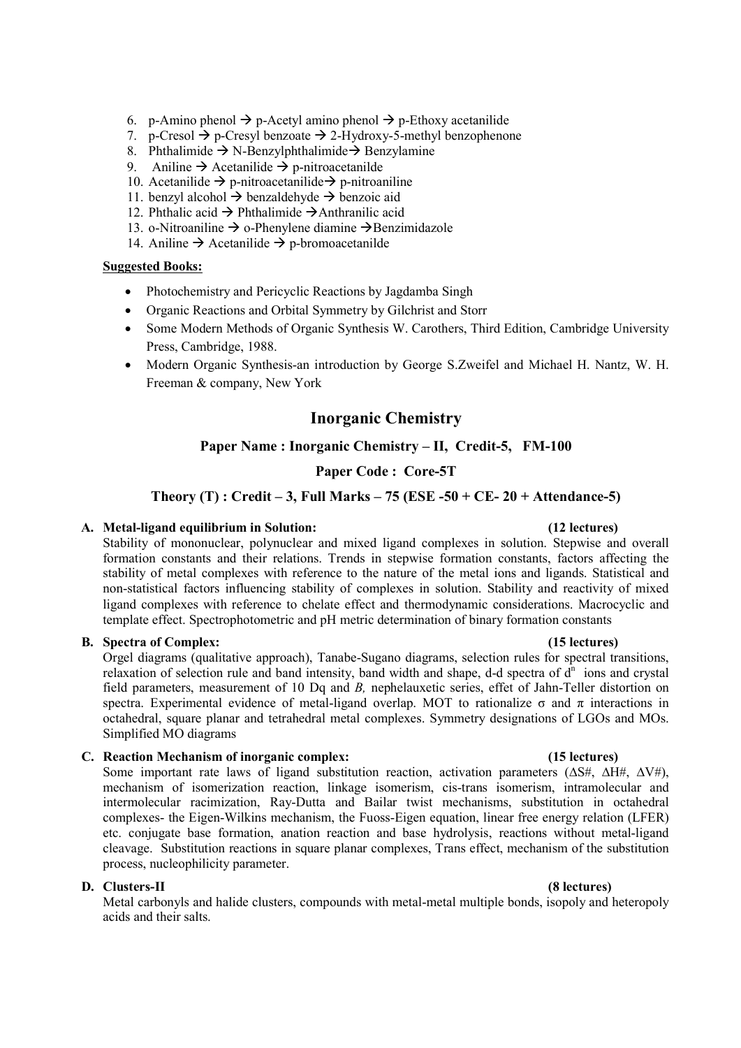6. p-Amino phenol → p-Acetyl amino phenol → p-Ethoxy acetanilide
7. p-Cresol → p-Cresyl benzoate → 2-Hydroxy-5-methyl benzophenone
8. Phthalimide → N-Benzylphthalimide→ Benzylamine
9. Aniline → Acetanilide → p-nitroacetanilde
10. Acetanilide → p-nitroacetanilide→ p-nitroaniline
11. benzyl alcohol → benzaldehyde → benzoic aid
12. Phthalic acid → Phthalimide →Anthranilic acid
13. o-Nitroaniline → o-Phenylene diamine →Benzimidazole
14. Aniline → Acetanilide → p-bromoacetanilde

**Suggested Books:**

- Photochemistry and Pericyclic Reactions by Jagdamba Singh
- Organic Reactions and Orbital Symmetry by Gilchrist and Storr
- Some Modern Methods of Organic Synthesis W. Carothers, Third Edition, Cambridge University Press, Cambridge, 1988.
- Modern Organic Synthesis-an introduction by George S.Zweifel and Michael H. Nantz, W. H. Freeman & company, New York

## Inorganic Chemistry

### Paper Name : Inorganic Chemistry – II, Credit-5, FM-100

### Paper Code : Core-5T

### Theory (T) : Credit – 3, Full Marks – 75 (ESE -50 + CE- 20 + Attendance-5)

**A. Metal-ligand equilibrium in Solution: (12 lectures)**

Stability of mononuclear, polynuclear and mixed ligand complexes in solution. Stepwise and overall formation constants and their relations. Trends in stepwise formation constants, factors affecting the stability of metal complexes with reference to the nature of the metal ions and ligands. Statistical and non-statistical factors influencing stability of complexes in solution. Stability and reactivity of mixed ligand complexes with reference to chelate effect and thermodynamic considerations. Macrocyclic and template effect. Spectrophotometric and pH metric determination of binary formation constants

**B. Spectra of Complex: (15 lectures)**

Orgel diagrams (qualitative approach), Tanabe-Sugano diagrams, selection rules for spectral transitions, relaxation of selection rule and band intensity, band width and shape, d-d spectra of $d^n$ ions and crystal field parameters, measurement of 10 Dq and *B,* nephelauxetic series, effet of Jahn-Teller distortion on spectra. Experimental evidence of metal-ligand overlap. MOT to rationalize $\sigma$ and $\pi$ interactions in octahedral, square planar and tetrahedral metal complexes. Symmetry designations of LGOs and MOs. Simplified MO diagrams

**C. Reaction Mechanism of inorganic complex: (15 lectures)**

Some important rate laws of ligand substitution reaction, activation parameters ($\Delta S\#$, $\Delta H\#$, $\Delta V\#$), mechanism of isomerization reaction, linkage isomerism, cis-trans isomerism, intramolecular and intermolecular racimization, Ray-Dutta and Bailar twist mechanisms, substitution in octahedral complexes- the Eigen-Wilkins mechanism, the Fuoss-Eigen equation, linear free energy relation (LFER) etc. conjugate base formation, anation reaction and base hydrolysis, reactions without metal-ligand cleavage. Substitution reactions in square planar complexes, Trans effect, mechanism of the substitution process, nucleophilicity parameter.

**D. Clusters-II (8 lectures)**

Metal carbonyls and halide clusters, compounds with metal-metal multiple bonds, isopoly and heteropoly acids and their salts.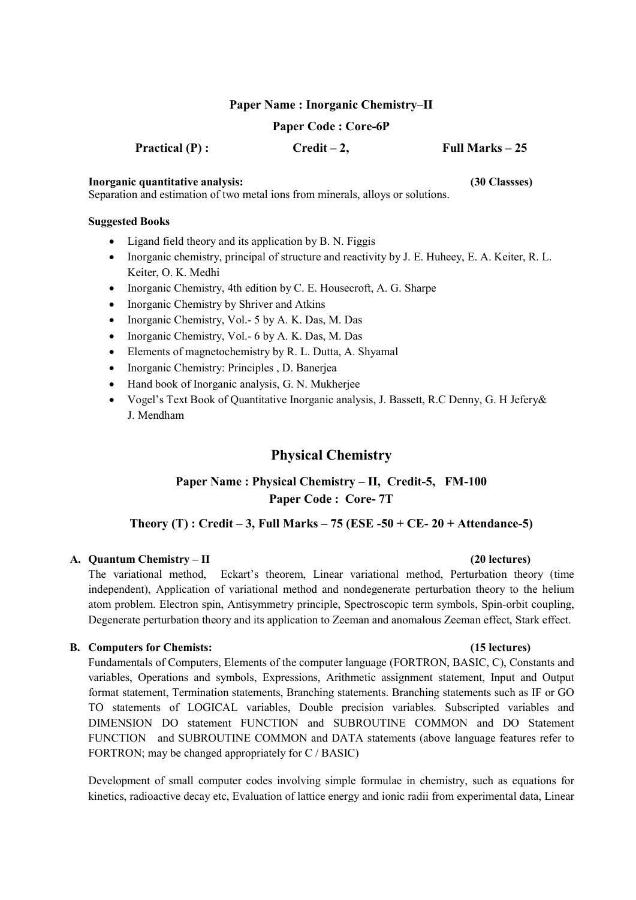**Paper Name : Inorganic Chemistry–II**

**Paper Code : Core-6P**

**Practical (P) : Credit – 2, Full Marks – 25**

**Inorganic quantitative analysis:** **(30 Classses)**

Separation and estimation of two metal ions from minerals, alloys or solutions.

**Suggested Books**

- Ligand field theory and its application by B. N. Figgis
- Inorganic chemistry, principal of structure and reactivity by J. E. Huheey, E. A. Keiter, R. L. Keiter, O. K. Medhi
- Inorganic Chemistry, 4th edition by C. E. Housecroft, A. G. Sharpe
- Inorganic Chemistry by Shriver and Atkins
- Inorganic Chemistry, Vol.- 5 by A. K. Das, M. Das
- Inorganic Chemistry, Vol.- 6 by A. K. Das, M. Das
- Elements of magnetochemistry by R. L. Dutta, A. Shyamal
- Inorganic Chemistry: Principles , D. Banerjea
- Hand book of Inorganic analysis, G. N. Mukherjee
- Vogel's Text Book of Quantitative Inorganic analysis, J. Bassett, R.C Denny, G. H Jefery& J. Mendham

## Physical Chemistry

### Paper Name : Physical Chemistry – II, Credit-5, FM-100

### Paper Code : Core- 7T

**Theory (T) : Credit – 3, Full Marks – 75 (ESE -50 + CE- 20 + Attendance-5)**

**A. Quantum Chemistry – II** **(20 lectures)**

The variational method, Eckart's theorem, Linear variational method, Perturbation theory (time independent), Application of variational method and nondegenerate perturbation theory to the helium atom problem. Electron spin, Antisymmetry principle, Spectroscopic term symbols, Spin-orbit coupling, Degenerate perturbation theory and its application to Zeeman and anomalous Zeeman effect, Stark effect.

**B. Computers for Chemists:** **(15 lectures)**

Fundamentals of Computers, Elements of the computer language (FORTRON, BASIC, C), Constants and variables, Operations and symbols, Expressions, Arithmetic assignment statement, Input and Output format statement, Termination statements, Branching statements. Branching statements such as IF or GO TO statements of LOGICAL variables, Double precision variables. Subscripted variables and DIMENSION DO statement FUNCTION and SUBROUTINE COMMON and DO Statement FUNCTION and SUBROUTINE COMMON and DATA statements (above language features refer to FORTRON; may be changed appropriately for C / BASIC)

Development of small computer codes involving simple formulae in chemistry, such as equations for kinetics, radioactive decay etc, Evaluation of lattice energy and ionic radii from experimental data, Linear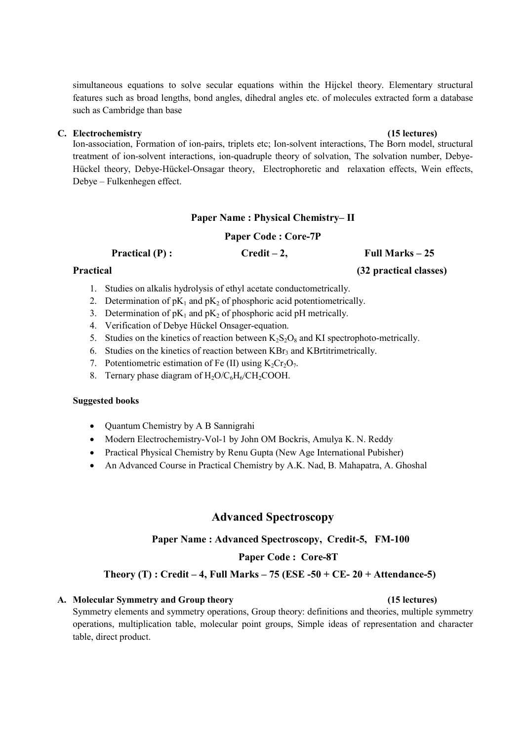simultaneous equations to solve secular equations within the Hijckel theory. Elementary structural features such as broad lengths, bond angles, dihedral angles etc. of molecules extracted form a database such as Cambridge than base

**C. Electrochemistry (15 lectures)**

Ion-association, Formation of ion-pairs, triplets etc; Ion-solvent interactions, The Born model, structural treatment of ion-solvent interactions, ion-quadruple theory of solvation, The solvation number, Debye-Hückel theory, Debye-Hückel-Onsagar theory, Electrophoretic and relaxation effects, Wein effects, Debye – Fulkenhegen effect.

**Paper Name : Physical Chemistry– II**

**Paper Code : Core-7P**

**Practical (P) : Credit – 2, Full Marks – 25**

**Practical (32 practical classes)**

1. Studies on alkalis hydrolysis of ethyl acetate conductometrically.
2. Determination of $pK_1$ and $pK_2$ of phosphoric acid potentiometrically.
3. Determination of $pK_1$ and $pK_2$ of phosphoric acid pH metrically.
4. Verification of Debye Hückel Onsager-equation.
5. Studies on the kinetics of reaction between $K_2S_2O_8$ and KI spectrophoto-metrically.
6. Studies on the kinetics of reaction between $KBr_3$ and KBrtitrimetrically.
7. Potentiometric estimation of Fe (II) using $K_2Cr_2O_7$.
8. Ternary phase diagram of $H_2O/C_6H_6/CH_2COOH$.

**Suggested books**

- Quantum Chemistry by A B Sannigrahi
- Modern Electrochemistry-Vol-1 by John OM Bockris, Amulya K. N. Reddy
- Practical Physical Chemistry by Renu Gupta (New Age International Pubisher)
- An Advanced Course in Practical Chemistry by A.K. Nad, B. Mahapatra, A. Ghoshal

## Advanced Spectroscopy

**Paper Name : Advanced Spectroscopy, Credit-5, FM-100**

**Paper Code : Core-8T**

**Theory (T) : Credit – 4, Full Marks – 75 (ESE -50 + CE- 20 + Attendance-5)**

**A. Molecular Symmetry and Group theory (15 lectures)**

Symmetry elements and symmetry operations, Group theory: definitions and theories, multiple symmetry operations, multiplication table, molecular point groups, Simple ideas of representation and character table, direct product.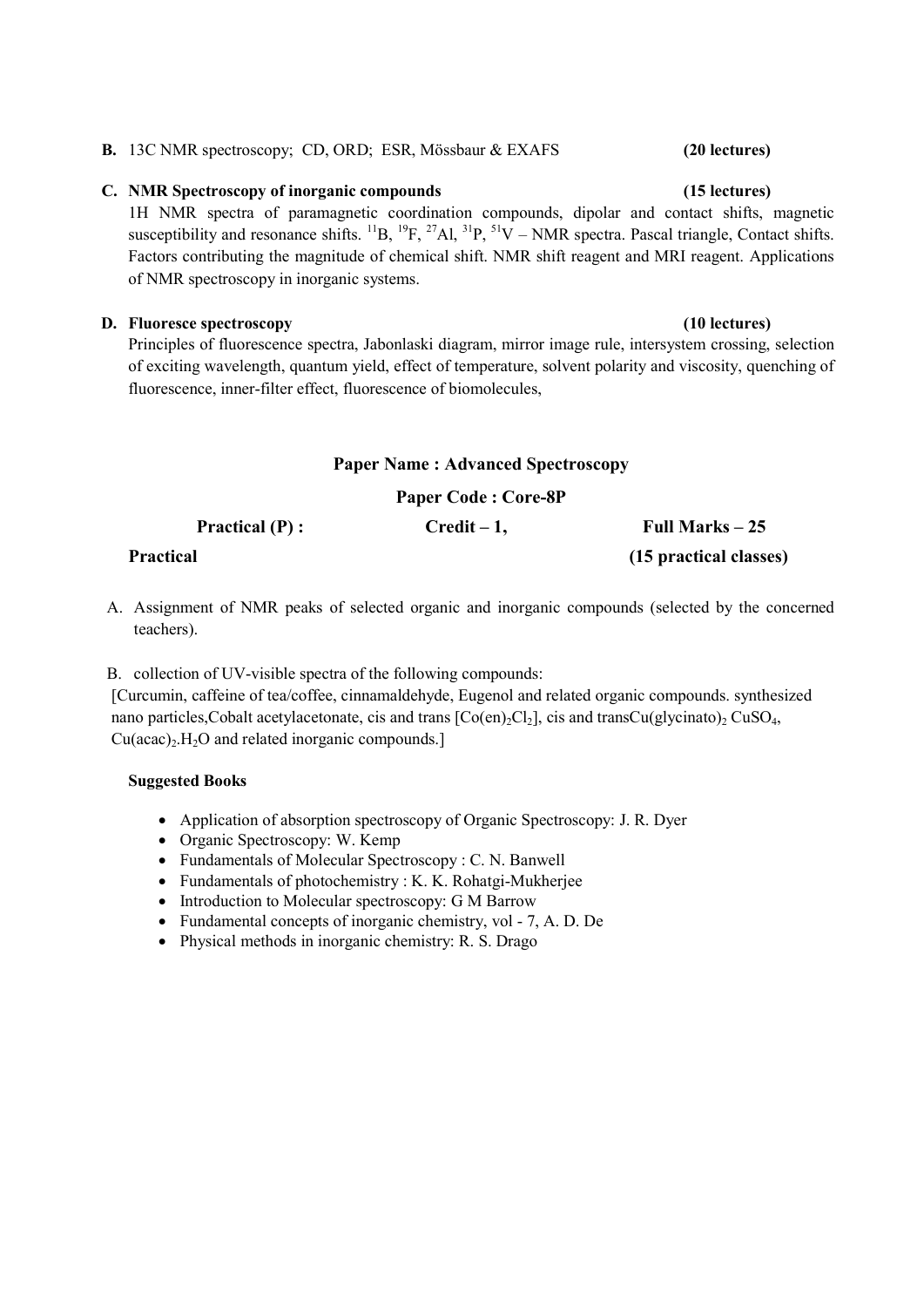**B.** 13C NMR spectroscopy; CD, ORD; ESR, Mössbaur & EXAFS **(20 lectures)**

**C. NMR Spectroscopy of inorganic compounds** **(15 lectures)**

1H NMR spectra of paramagnetic coordination compounds, dipolar and contact shifts, magnetic susceptibility and resonance shifts. $^{11}B$, $^{19}F$, $^{27}Al$, $^{31}P$, $^{51}V$ – NMR spectra. Pascal triangle, Contact shifts. Factors contributing the magnitude of chemical shift. NMR shift reagent and MRI reagent. Applications of NMR spectroscopy in inorganic systems.

**D. Fluoresce spectroscopy** **(10 lectures)**

Principles of fluorescence spectra, Jabonlaski diagram, mirror image rule, intersystem crossing, selection of exciting wavelength, quantum yield, effect of temperature, solvent polarity and viscosity, quenching of fluorescence, inner-filter effect, fluorescence of biomolecules,

**Paper Name : Advanced Spectroscopy**

**Paper Code : Core-8P**

**Practical (P) :** **Credit – 1,** **Full Marks – 25**

**Practical** **(15 practical classes)**

A. Assignment of NMR peaks of selected organic and inorganic compounds (selected by the concerned teachers).

B. collection of UV-visible spectra of the following compounds:
[Curcumin, caffeine of tea/coffee, cinnamaldehyde, Eugenol and related organic compounds. synthesized nano particles,Cobalt acetylacetonate, cis and trans $[Co(en)_2Cl_2]$, cis and transCu(glycinato)$_2$ $CuSO_4$, $Cu(acac)_2.H_2O$ and related inorganic compounds.]

**Suggested Books**

- Application of absorption spectroscopy of Organic Spectroscopy: J. R. Dyer
- Organic Spectroscopy: W. Kemp
- Fundamentals of Molecular Spectroscopy : C. N. Banwell
- Fundamentals of photochemistry : K. K. Rohatgi-Mukherjee
- Introduction to Molecular spectroscopy: G M Barrow
- Fundamental concepts of inorganic chemistry, vol - 7, A. D. De
- Physical methods in inorganic chemistry: R. S. Drago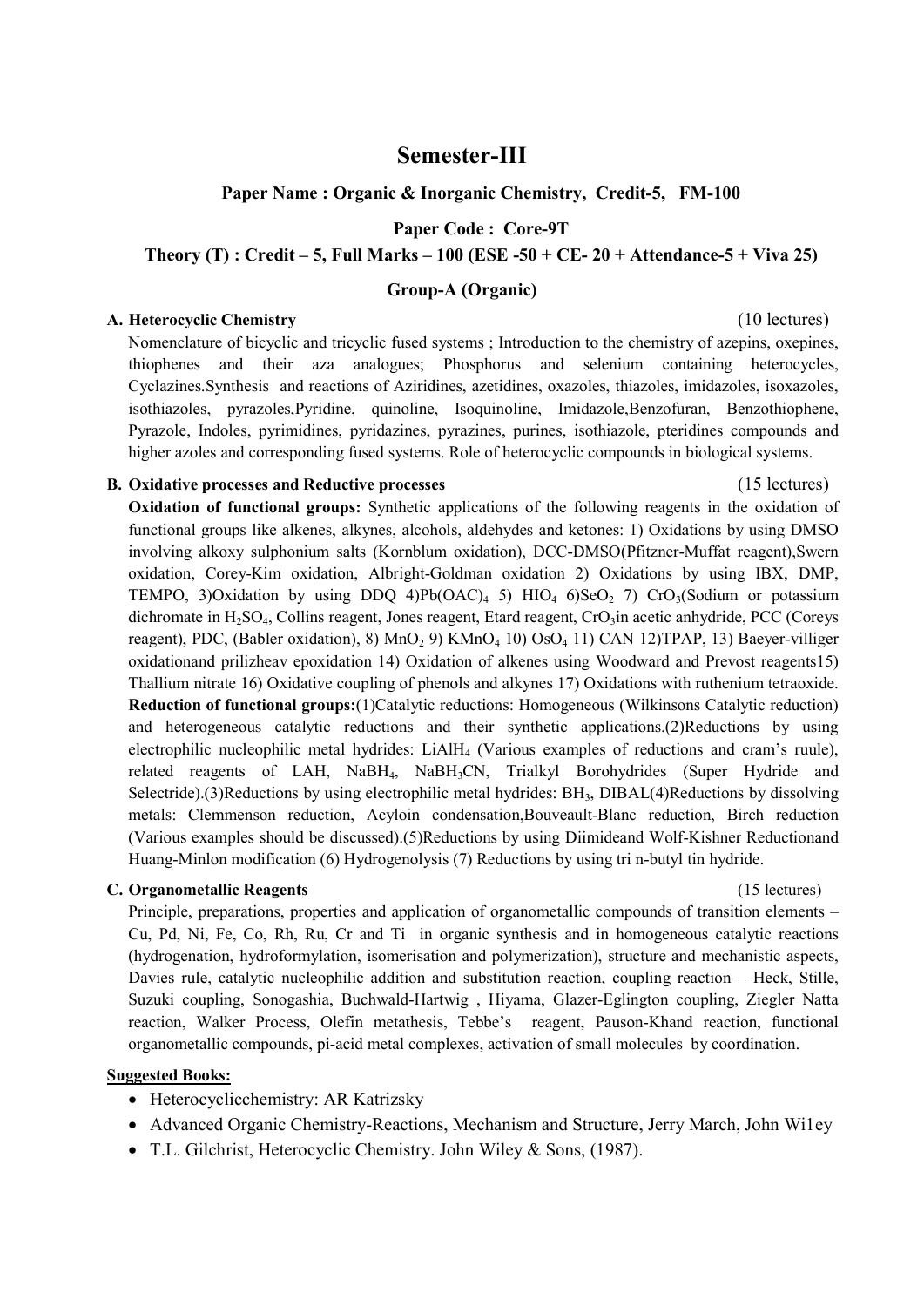# Semester-III

### Paper Name : Organic & Inorganic Chemistry, Credit-5, FM-100

### Paper Code : Core-9T

### Theory (T) : Credit – 5, Full Marks – 100 (ESE -50 + CE- 20 + Attendance-5 + Viva 25)

### Group-A (Organic)

**A. Heterocyclic Chemistry** (10 lectures)

Nomenclature of bicyclic and tricyclic fused systems ; Introduction to the chemistry of azepins, oxepines, thiophenes and their aza analogues; Phosphorus and selenium containing heterocycles, Cyclazines.Synthesis and reactions of Aziridines, azetidines, oxazoles, thiazoles, imidazoles, isoxazoles, isothiazoles, pyrazoles,Pyridine, quinoline, Isoquinoline, Imidazole,Benzofuran, Benzothiophene, Pyrazole, Indoles, pyrimidines, pyridazines, pyrazines, purines, isothiazole, pteridines compounds and higher azoles and corresponding fused systems. Role of heterocyclic compounds in biological systems.

**B. Oxidative processes and Reductive processes** (15 lectures)

**Oxidation of functional groups:** Synthetic applications of the following reagents in the oxidation of functional groups like alkenes, alkynes, alcohols, aldehydes and ketones: 1) Oxidations by using DMSO involving alkoxy sulphonium salts (Kornblum oxidation), DCC-DMSO(Pfitzner-Muffat reagent),Swern oxidation, Corey-Kim oxidation, Albright-Goldman oxidation 2) Oxidations by using IBX, DMP, TEMPO, 3)Oxidation by using DDQ 4)$Pb(OAC)_4$ 5) $HIO_4$ 6)$SeO_2$ 7) $CrO_3$(Sodium or potassium dichromate in $H_2SO_4$, Collins reagent, Jones reagent, Etard reagent, $CrO_3$in acetic anhydride, PCC (Coreys reagent), PDC, (Babler oxidation), 8) $MnO_2$ 9) $KMnO_4$ 10) $OsO_4$ 11) CAN 12)TPAP, 13) Baeyer-villiger oxidationand prilizheav epoxidation 14) Oxidation of alkenes using Woodward and Prevost reagents15) Thallium nitrate 16) Oxidative coupling of phenols and alkynes 17) Oxidations with ruthenium tetraoxide.

**Reduction of functional groups:**(1)Catalytic reductions: Homogeneous (Wilkinsons Catalytic reduction) and heterogeneous catalytic reductions and their synthetic applications.(2)Reductions by using electrophilic nucleophilic metal hydrides: $LiAlH_4$ (Various examples of reductions and cram's ruule), related reagents of LAH, $NaBH_4$, $NaBH_3CN$, Trialkyl Borohydrides (Super Hydride and Selectride).(3)Reductions by using electrophilic metal hydrides: $BH_3$, DIBAL(4)Reductions by dissolving metals: Clemmenson reduction, Acyloin condensation,Bouveault-Blanc reduction, Birch reduction (Various examples should be discussed).(5)Reductions by using Diimideand Wolf-Kishner Reductionand Huang-Minlon modification (6) Hydrogenolysis (7) Reductions by using tri n-butyl tin hydride.

**C. Organometallic Reagents** (15 lectures)

Principle, preparations, properties and application of organometallic compounds of transition elements – Cu, Pd, Ni, Fe, Co, Rh, Ru, Cr and Ti in organic synthesis and in homogeneous catalytic reactions (hydrogenation, hydroformylation, isomerisation and polymerization), structure and mechanistic aspects, Davies rule, catalytic nucleophilic addition and substitution reaction, coupling reaction – Heck, Stille, Suzuki coupling, Sonogashia, Buchwald-Hartwig , Hiyama, Glazer-Eglington coupling, Ziegler Natta reaction, Walker Process, Olefin metathesis, Tebbe's reagent, Pauson-Khand reaction, functional organometallic compounds, pi-acid metal complexes, activation of small molecules by coordination.

**Suggested Books:**

- Heterocyclicchemistry: AR Katrizsky
- Advanced Organic Chemistry-Reactions, Mechanism and Structure, Jerry March, John Wi1ey
- T.L. Gilchrist, Heterocyclic Chemistry. John Wiley & Sons, (1987).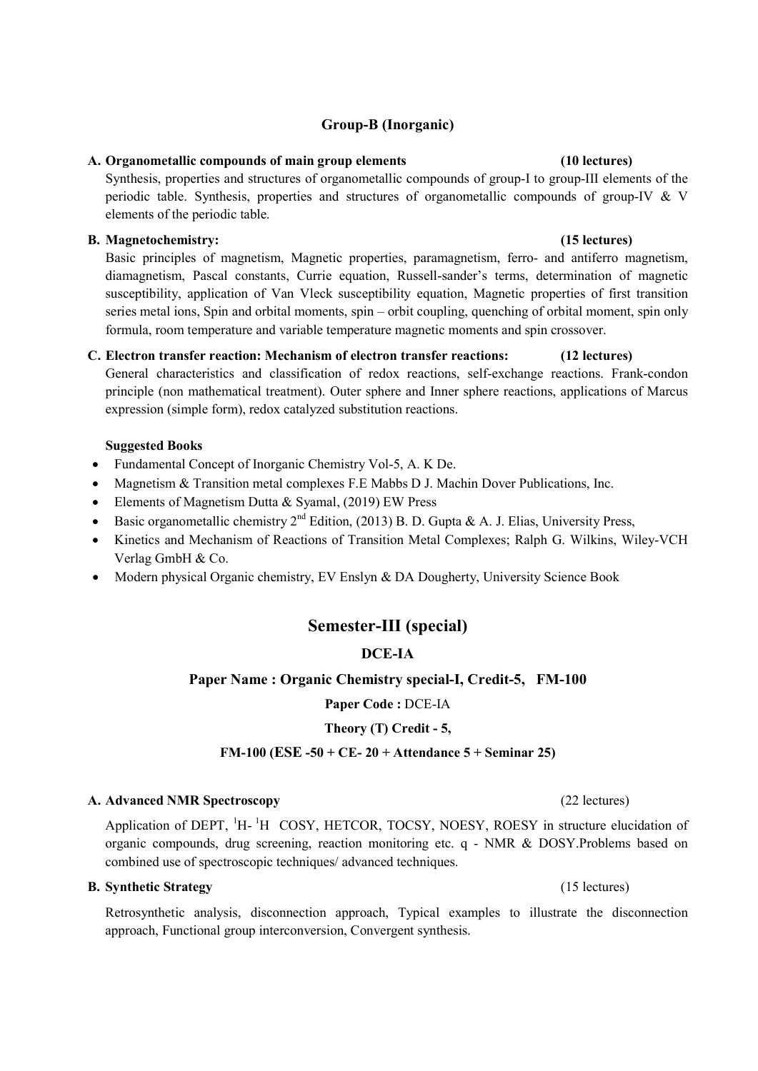### Group-B (Inorganic)

**A. Organometallic compounds of main group elements (10 lectures)**

Synthesis, properties and structures of organometallic compounds of group-I to group-III elements of the periodic table. Synthesis, properties and structures of organometallic compounds of group-IV & V elements of the periodic table.

**B. Magnetochemistry: (15 lectures)**

Basic principles of magnetism, Magnetic properties, paramagnetism, ferro- and antiferro magnetism, diamagnetism, Pascal constants, Currie equation, Russell-sander's terms, determination of magnetic susceptibility, application of Van Vleck susceptibility equation, Magnetic properties of first transition series metal ions, Spin and orbital moments, spin – orbit coupling, quenching of orbital moment, spin only formula, room temperature and variable temperature magnetic moments and spin crossover.

**C. Electron transfer reaction: Mechanism of electron transfer reactions: (12 lectures)**

General characteristics and classification of redox reactions, self-exchange reactions. Frank-condon principle (non mathematical treatment). Outer sphere and Inner sphere reactions, applications of Marcus expression (simple form), redox catalyzed substitution reactions.

**Suggested Books**

- Fundamental Concept of Inorganic Chemistry Vol-5, A. K De.
- Magnetism & Transition metal complexes F.E Mabbs D J. Machin Dover Publications, Inc.
- Elements of Magnetism Dutta & Syamal, (2019) EW Press
- Basic organometallic chemistry 2nd Edition, (2013) B. D. Gupta & A. J. Elias, University Press,
- Kinetics and Mechanism of Reactions of Transition Metal Complexes; Ralph G. Wilkins, Wiley-VCH Verlag GmbH & Co.
- Modern physical Organic chemistry, EV Enslyn & DA Dougherty, University Science Book

## Semester-III (special)

### DCE-IA

### Paper Name : Organic Chemistry special-I, Credit-5, FM-100

**Paper Code :** DCE-IA

**Theory (T) Credit - 5,**

**FM-100 (ESE -50 + CE- 20 + Attendance 5 + Seminar 25)**

**A. Advanced NMR Spectroscopy** (22 lectures)

Application of DEPT, $^{1}H$- $^{1}H$ COSY, HETCOR, TOCSY, NOESY, ROESY in structure elucidation of organic compounds, drug screening, reaction monitoring etc. q - NMR & DOSY.Problems based on combined use of spectroscopic techniques/ advanced techniques.

**B. Synthetic Strategy** (15 lectures)

Retrosynthetic analysis, disconnection approach, Typical examples to illustrate the disconnection approach, Functional group interconversion, Convergent synthesis.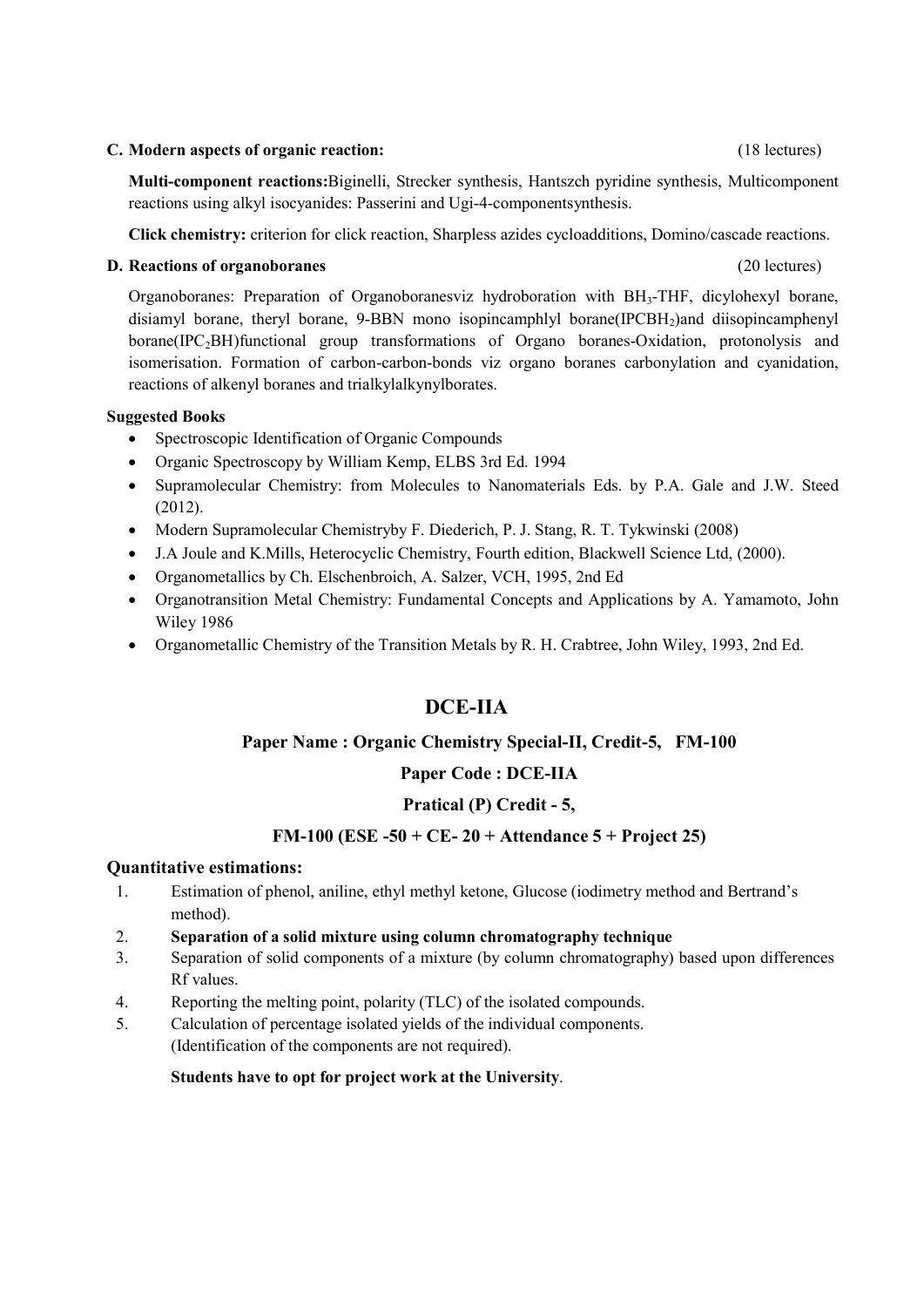**C. Modern aspects of organic reaction:** (18 lectures)

**Multi-component reactions:**Biginelli, Strecker synthesis, Hantszch pyridine synthesis, Multicomponent reactions using alkyl isocyanides: Passerini and Ugi-4-componentsynthesis.

**Click chemistry:** criterion for click reaction, Sharpless azides cycloadditions, Domino/cascade reactions.

**D. Reactions of organoboranes** (20 lectures)

Organoboranes: Preparation of Organoboranesviz hydroboration with $BH_3$-THF, dicylohexyl borane, disiamyl borane, theryl borane, 9-BBN mono isopincamphlyl borane($IPCBH_2$)and diisopincamphenyl borane($IPC_2BH$)functional group transformations of Organo boranes-Oxidation, protonolysis and isomerisation. Formation of carbon-carbon-bonds viz organo boranes carbonylation and cyanidation, reactions of alkenyl boranes and trialkylalkynylborates.

**Suggested Books**

- Spectroscopic Identification of Organic Compounds
- Organic Spectroscopy by William Kemp, ELBS 3rd Ed. 1994
- Supramolecular Chemistry: from Molecules to Nanomaterials Eds. by P.A. Gale and J.W. Steed (2012).
- Modern Supramolecular Chemistryby F. Diederich, P. J. Stang, R. T. Tykwinski (2008)
- J.A Joule and K.Mills, Heterocyclic Chemistry, Fourth edition, Blackwell Science Ltd, (2000).
- Organometallics by Ch. Elschenbroich, A. Salzer, VCH, 1995, 2nd Ed
- Organotransition Metal Chemistry: Fundamental Concepts and Applications by A. Yamamoto, John Wiley 1986
- Organometallic Chemistry of the Transition Metals by R. H. Crabtree, John Wiley, 1993, 2nd Ed.

## DCE-IIA

### Paper Name : Organic Chemistry Special-II, Credit-5, FM-100

### Paper Code : DCE-IIA

### Pratical (P) Credit - 5,

### FM-100 (ESE -50 + CE- 20 + Attendance 5 + Project 25)

**Quantitative estimations:**

1. Estimation of phenol, aniline, ethyl methyl ketone, Glucose (iodimetry method and Bertrand's method).
2. **Separation of a solid mixture using column chromatography technique**
3. Separation of solid components of a mixture (by column chromatography) based upon differences Rf values.
4. Reporting the melting point, polarity (TLC) of the isolated compounds.
5. Calculation of percentage isolated yields of the individual components. (Identification of the components are not required).

**Students have to opt for project work at the University**.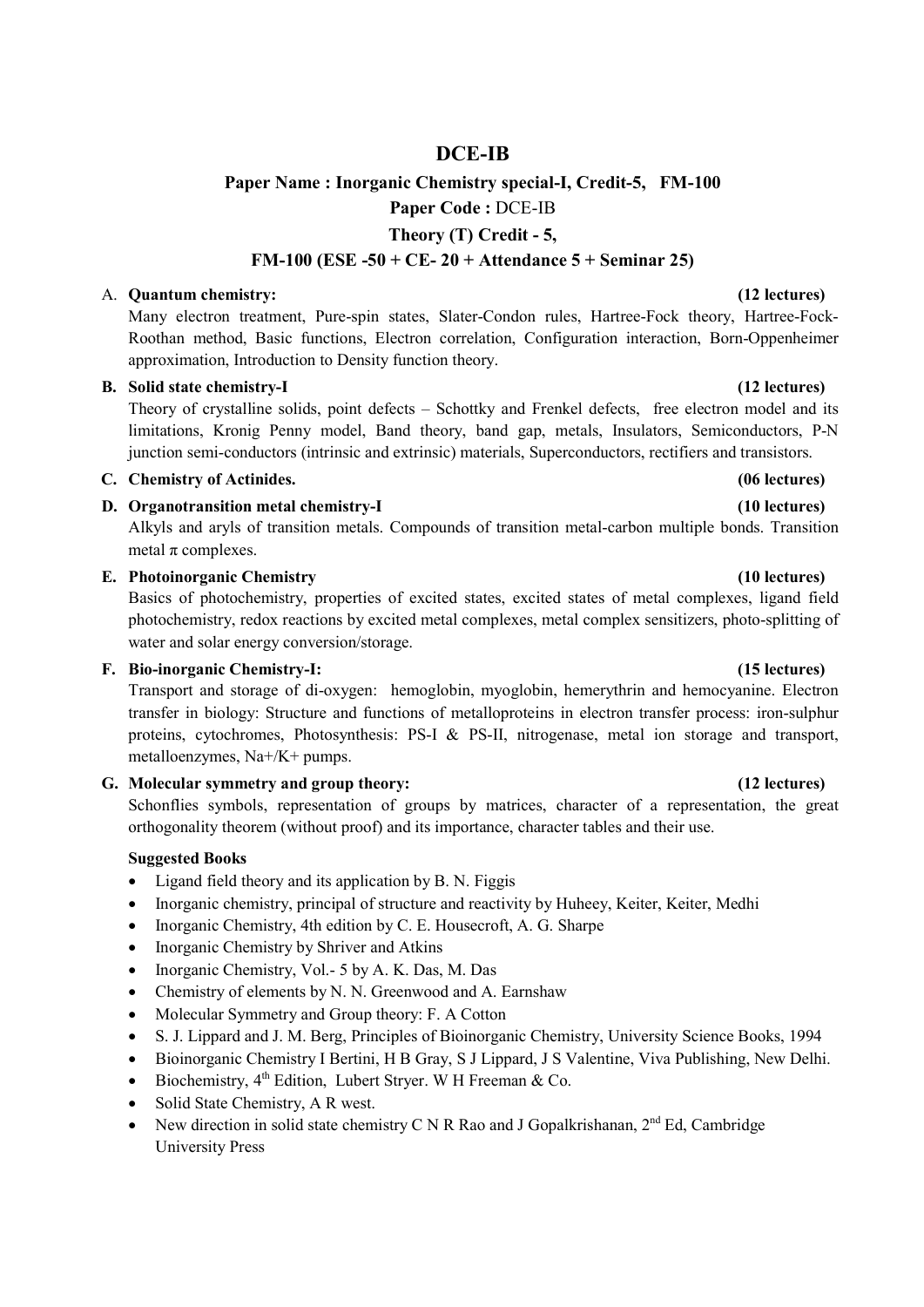# DCE-IB

## Paper Name : Inorganic Chemistry special-I, Credit-5, FM-100

**Paper Code :** DCE-IB

**Theory (T) Credit - 5,**

**FM-100 (ESE -50 + CE- 20 + Attendance 5 + Seminar 25)**

A. **Quantum chemistry: (12 lectures)**
Many electron treatment, Pure-spin states, Slater-Condon rules, Hartree-Fock theory, Hartree-Fock-Roothan method, Basic functions, Electron correlation, Configuration interaction, Born-Oppenheimer approximation, Introduction to Density function theory.

B. **Solid state chemistry-I (12 lectures)**
Theory of crystalline solids, point defects – Schottky and Frenkel defects, free electron model and its limitations, Kronig Penny model, Band theory, band gap, metals, Insulators, Semiconductors, P-N junction semi-conductors (intrinsic and extrinsic) materials, Superconductors, rectifiers and transistors.

C. **Chemistry of Actinides. (06 lectures)**

D. **Organotransition metal chemistry-I (10 lectures)**
Alkyls and aryls of transition metals. Compounds of transition metal-carbon multiple bonds. Transition metal $\pi$ complexes.

E. **Photoinorganic Chemistry (10 lectures)**
Basics of photochemistry, properties of excited states, excited states of metal complexes, ligand field photochemistry, redox reactions by excited metal complexes, metal complex sensitizers, photo-splitting of water and solar energy conversion/storage.

F. **Bio-inorganic Chemistry-I: (15 lectures)**
Transport and storage of di-oxygen: hemoglobin, myoglobin, hemerythrin and hemocyanine. Electron transfer in biology: Structure and functions of metalloproteins in electron transfer process: iron-sulphur proteins, cytochromes, Photosynthesis: PS-I & PS-II, nitrogenase, metal ion storage and transport, metalloenzymes, $Na^+/K^+$ pumps.

G. **Molecular symmetry and group theory: (12 lectures)**
Schonflies symbols, representation of groups by matrices, character of a representation, the great orthogonality theorem (without proof) and its importance, character tables and their use.

**Suggested Books**

- Ligand field theory and its application by B. N. Figgis
- Inorganic chemistry, principal of structure and reactivity by Huheey, Keiter, Keiter, Medhi
- Inorganic Chemistry, 4th edition by C. E. Housecroft, A. G. Sharpe
- Inorganic Chemistry by Shriver and Atkins
- Inorganic Chemistry, Vol.- 5 by A. K. Das, M. Das
- Chemistry of elements by N. N. Greenwood and A. Earnshaw
- Molecular Symmetry and Group theory: F. A Cotton
- S. J. Lippard and J. M. Berg, Principles of Bioinorganic Chemistry, University Science Books, 1994
- Bioinorganic Chemistry I Bertini, H B Gray, S J Lippard, J S Valentine, Viva Publishing, New Delhi.
- Biochemistry, 4th Edition, Lubert Stryer. W H Freeman & Co.
- Solid State Chemistry, A R west.
- New direction in solid state chemistry C N R Rao and J Gopalkrishanan, 2nd Ed, Cambridge University Press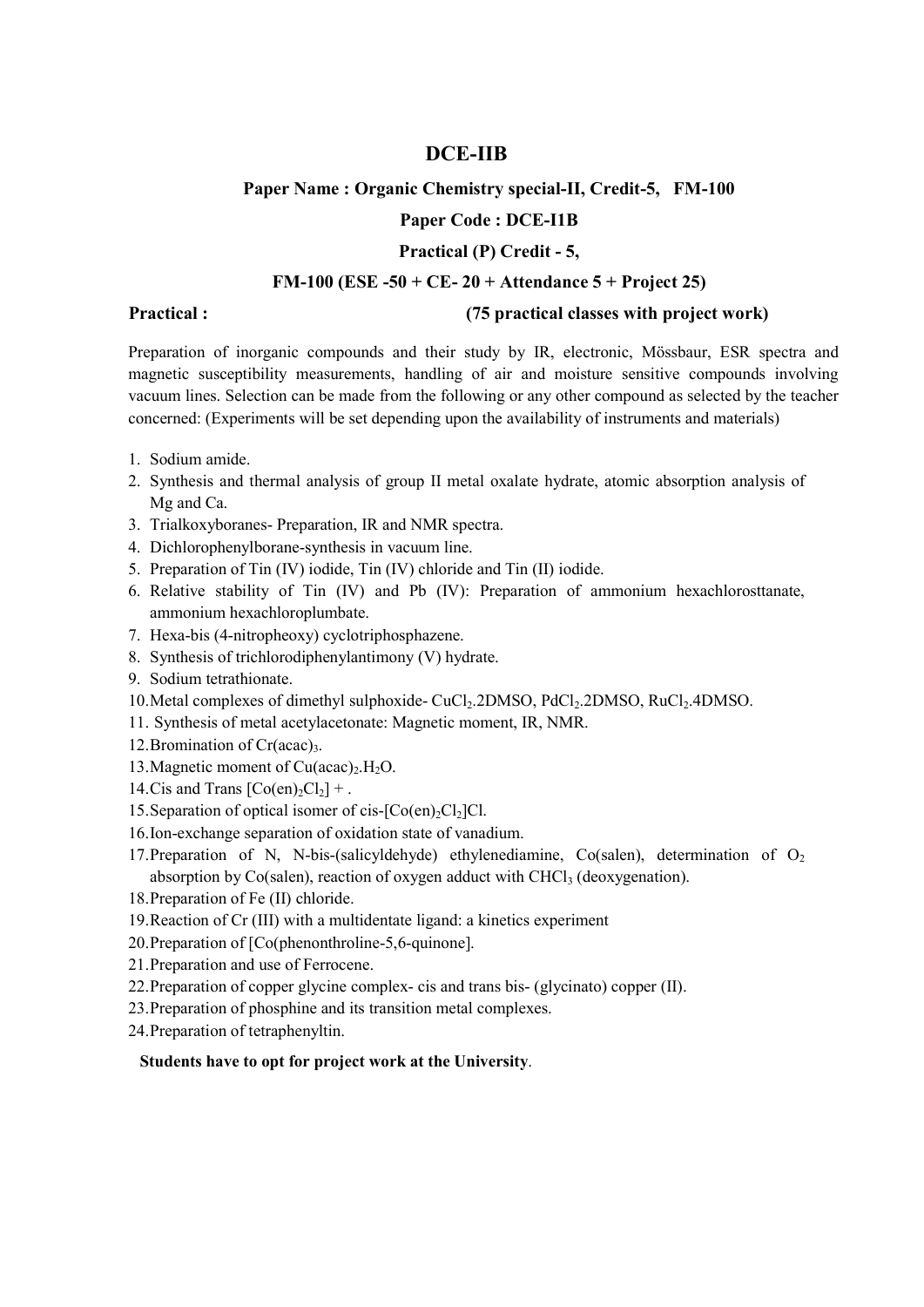# DCE-IIB

**Paper Name : Organic Chemistry special-II, Credit-5, FM-100**

**Paper Code : DCE-I1B**

**Practical (P) Credit - 5,**

**FM-100 (ESE -50 + CE- 20 + Attendance 5 + Project 25)**

**Practical : (75 practical classes with project work)**

Preparation of inorganic compounds and their study by IR, electronic, Mössbaur, ESR spectra and magnetic susceptibility measurements, handling of air and moisture sensitive compounds involving vacuum lines. Selection can be made from the following or any other compound as selected by the teacher concerned: (Experiments will be set depending upon the availability of instruments and materials)

1. Sodium amide.
2. Synthesis and thermal analysis of group II metal oxalate hydrate, atomic absorption analysis of Mg and Ca.
3. Trialkoxyboranes- Preparation, IR and NMR spectra.
4. Dichlorophenylborane-synthesis in vacuum line.
5. Preparation of Tin (IV) iodide, Tin (IV) chloride and Tin (II) iodide.
6. Relative stability of Tin (IV) and Pb (IV): Preparation of ammonium hexachlorosttanate, ammonium hexachloroplumbate.
7. Hexa-bis (4-nitropheoxy) cyclotriphosphazene.
8. Synthesis of trichlorodiphenylantimony (V) hydrate.
9. Sodium tetrathionate.
10. Metal complexes of dimethyl sulphoxide- $CuCl_2$.2DMSO, $PdCl_2$.2DMSO, $RuCl_2$.4DMSO.
11. Synthesis of metal acetylacetonate: Magnetic moment, IR, NMR.
12. Bromination of $Cr(acac)_3$.
13. Magnetic moment of $Cu(acac)_2.H_2O$.
14. Cis and Trans $[Co(en)_2Cl_2]^+$.
15. Separation of optical isomer of cis-$[Co(en)_2Cl_2]Cl$.
16. Ion-exchange separation of oxidation state of vanadium.
17. Preparation of N, N-bis-(salicyldehyde) ethylenediamine, Co(salen), determination of $O_2$ absorption by Co(salen), reaction of oxygen adduct with $CHCl_3$ (deoxygenation).
18. Preparation of Fe (II) chloride.
19. Reaction of Cr (III) with a multidentate ligand: a kinetics experiment
20. Preparation of [Co(phenonthroline-5,6-quinone].
21. Preparation and use of Ferrocene.
22. Preparation of copper glycine complex- cis and trans bis- (glycinato) copper (II).
23. Preparation of phosphine and its transition metal complexes.
24. Preparation of tetraphenyltin.

**Students have to opt for project work at the University**.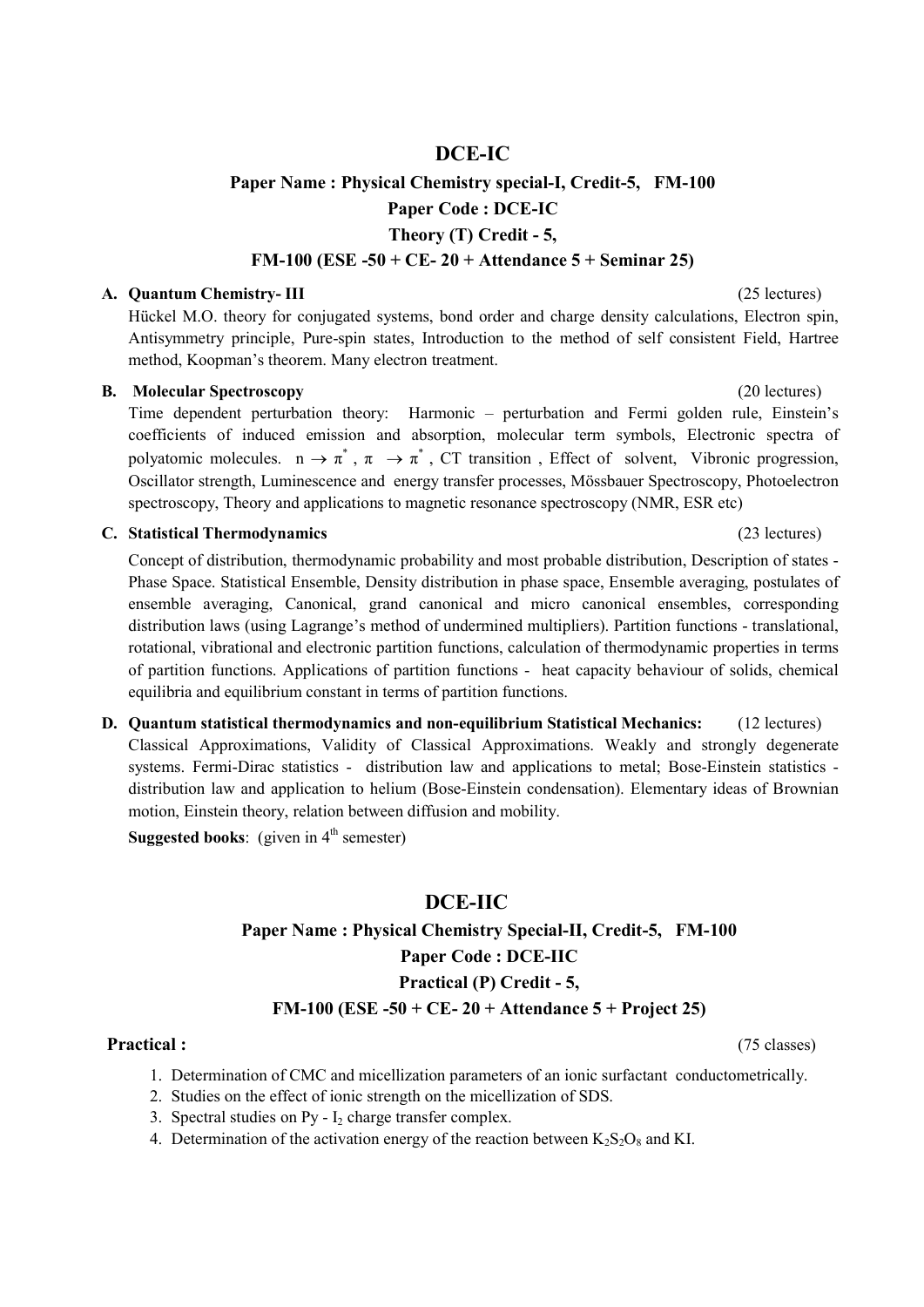## DCE-IC

### Paper Name : Physical Chemistry special-I, Credit-5, FM-100

### Paper Code : DCE-IC

### Theory (T) Credit - 5,

### FM-100 (ESE -50 + CE- 20 + Attendance 5 + Seminar 25)

**A. Quantum Chemistry- III** (25 lectures)

Hückel M.O. theory for conjugated systems, bond order and charge density calculations, Electron spin, Antisymmetry principle, Pure-spin states, Introduction to the method of self consistent Field, Hartree method, Koopman's theorem. Many electron treatment.

**B. Molecular Spectroscopy** (20 lectures)

Time dependent perturbation theory: Harmonic – perturbation and Fermi golden rule, Einstein's coefficients of induced emission and absorption, molecular term symbols, Electronic spectra of polyatomic molecules. $n \rightarrow \pi^*$ , $\pi \rightarrow \pi^*$ , CT transition , Effect of solvent, Vibronic progression, Oscillator strength, Luminescence and energy transfer processes, Mössbauer Spectroscopy, Photoelectron spectroscopy, Theory and applications to magnetic resonance spectroscopy (NMR, ESR etc)

**C. Statistical Thermodynamics** (23 lectures)

Concept of distribution, thermodynamic probability and most probable distribution, Description of states - Phase Space. Statistical Ensemble, Density distribution in phase space, Ensemble averaging, postulates of ensemble averaging, Canonical, grand canonical and micro canonical ensembles, corresponding distribution laws (using Lagrange's method of undermined multipliers). Partition functions - translational, rotational, vibrational and electronic partition functions, calculation of thermodynamic properties in terms of partition functions. Applications of partition functions - heat capacity behaviour of solids, chemical equilibria and equilibrium constant in terms of partition functions.

**D. Quantum statistical thermodynamics and non-equilibrium Statistical Mechanics:** (12 lectures)

Classical Approximations, Validity of Classical Approximations. Weakly and strongly degenerate systems. Fermi-Dirac statistics - distribution law and applications to metal; Bose-Einstein statistics - distribution law and application to helium (Bose-Einstein condensation). Elementary ideas of Brownian motion, Einstein theory, relation between diffusion and mobility.

**Suggested books**: (given in 4th semester)

## DCE-IIC

### Paper Name : Physical Chemistry Special-II, Credit-5, FM-100

### Paper Code : DCE-IIC

### Practical (P) Credit - 5,

### FM-100 (ESE -50 + CE- 20 + Attendance 5 + Project 25)

**Practical :** (75 classes)

1. Determination of CMC and micellization parameters of an ionic surfactant conductometrically.
2. Studies on the effect of ionic strength on the micellization of SDS.
3. Spectral studies on Py - $I_2$ charge transfer complex.
4. Determination of the activation energy of the reaction between $K_2S_2O_8$ and KI.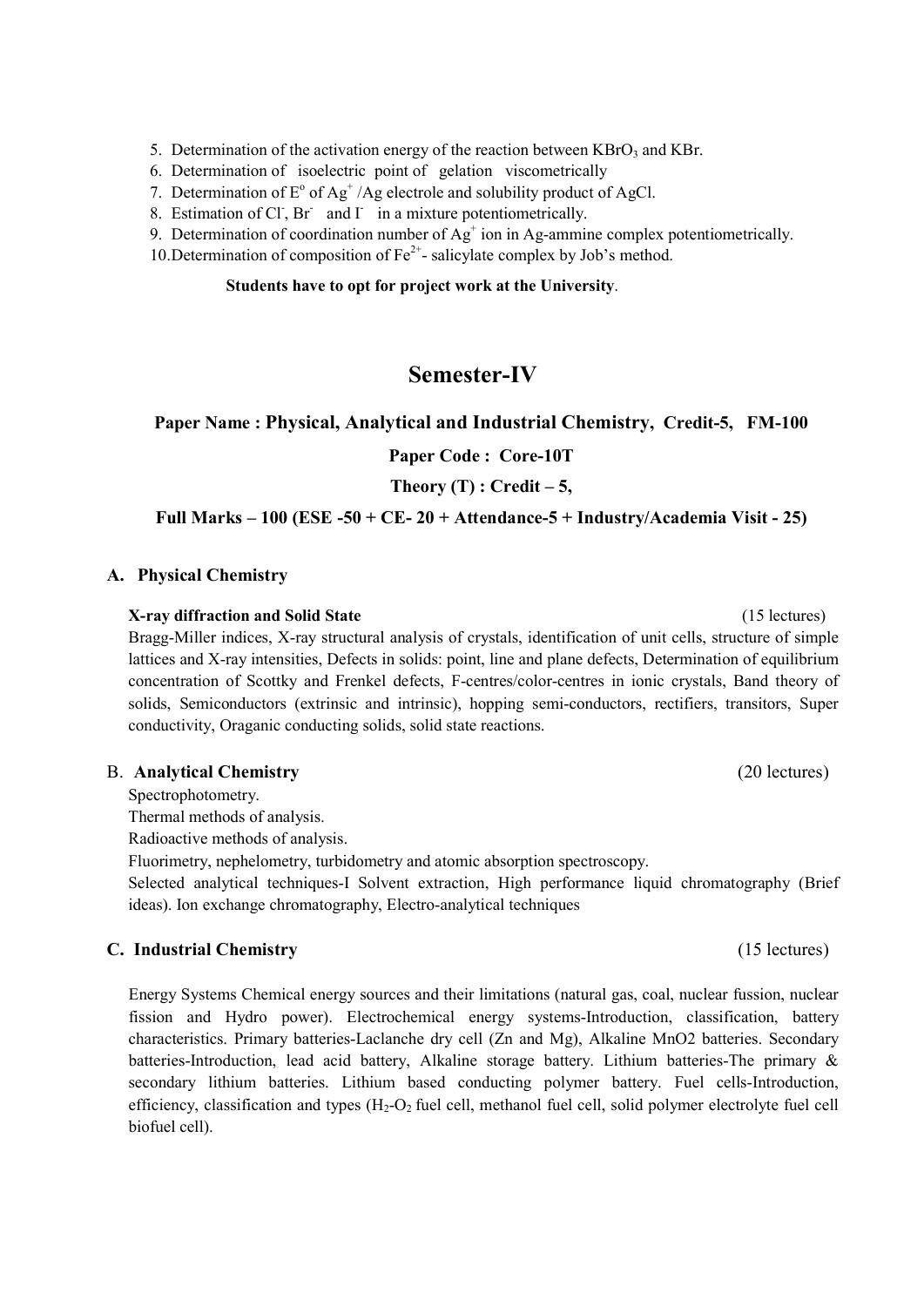5. Determination of the activation energy of the reaction between $KBrO_3$ and KBr.
6. Determination of isoelectric point of gelation viscometrically
7. Determination of $E^o$ of $Ag^+$ /Ag electrole and solubility product of AgCl.
8. Estimation of $Cl^-$, $Br^-$ and $I^-$ in a mixture potentiometrically.
9. Determination of coordination number of $Ag^+$ ion in Ag-ammine complex potentiometrically.
10. Determination of composition of $Fe^{2+}$- salicylate complex by Job's method.

**Students have to opt for project work at the University**.

## Semester-IV

**Paper Name : Physical, Analytical and Industrial Chemistry, Credit-5, FM-100**

**Paper Code : Core-10T**

**Theory (T) : Credit – 5,**

**Full Marks – 100 (ESE -50 + CE- 20 + Attendance-5 + Industry/Academia Visit - 25)**

### A. Physical Chemistry

**X-ray diffraction and Solid State** (15 lectures)

Bragg-Miller indices, X-ray structural analysis of crystals, identification of unit cells, structure of simple lattices and X-ray intensities, Defects in solids: point, line and plane defects, Determination of equilibrium concentration of Scottky and Frenkel defects, F-centres/color-centres in ionic crystals, Band theory of solids, Semiconductors (extrinsic and intrinsic), hopping semi-conductors, rectifiers, transitors, Super conductivity, Oraganic conducting solids, solid state reactions.

### B. Analytical Chemistry (20 lectures)

Spectrophotometry.

Thermal methods of analysis.

Radioactive methods of analysis.

Fluorimetry, nephelometry, turbidometry and atomic absorption spectroscopy.

Selected analytical techniques-I Solvent extraction, High performance liquid chromatography (Brief ideas). Ion exchange chromatography, Electro-analytical techniques

### C. Industrial Chemistry (15 lectures)

Energy Systems Chemical energy sources and their limitations (natural gas, coal, nuclear fussion, nuclear fission and Hydro power). Electrochemical energy systems-Introduction, classification, battery characteristics. Primary batteries-Laclanche dry cell (Zn and Mg), Alkaline MnO2 batteries. Secondary batteries-Introduction, lead acid battery, Alkaline storage battery. Lithium batteries-The primary & secondary lithium batteries. Lithium based conducting polymer battery. Fuel cells-Introduction, efficiency, classification and types ($H_2$-$O_2$ fuel cell, methanol fuel cell, solid polymer electrolyte fuel cell biofuel cell).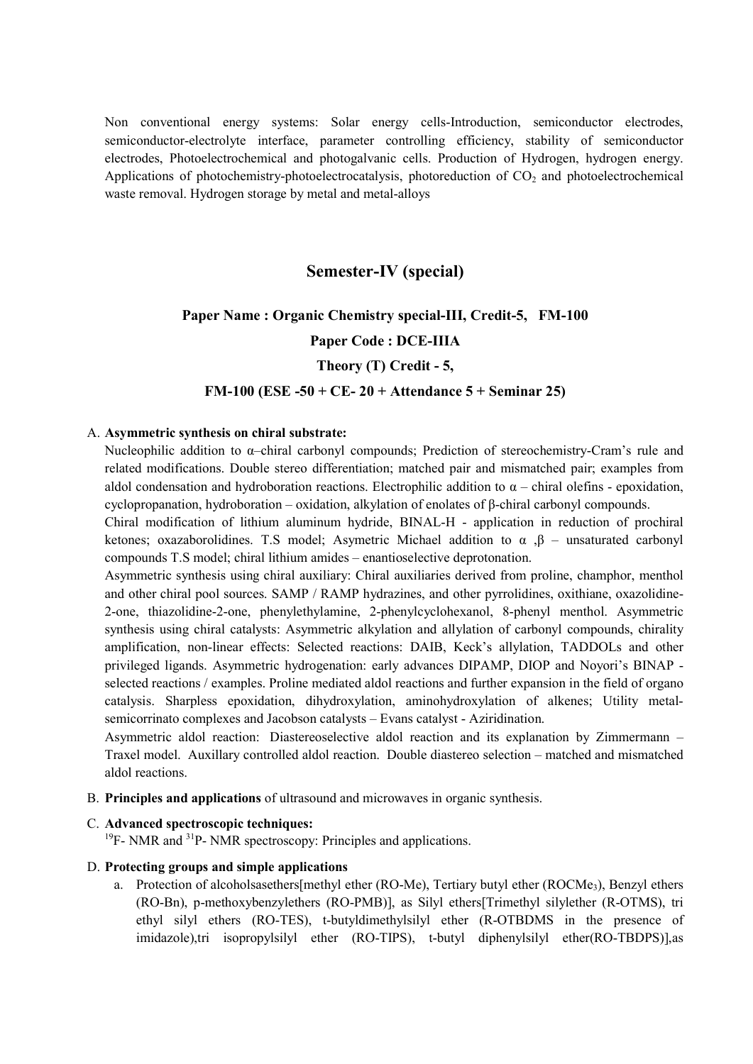Non conventional energy systems: Solar energy cells-Introduction, semiconductor electrodes, semiconductor-electrolyte interface, parameter controlling efficiency, stability of semiconductor electrodes, Photoelectrochemical and photogalvanic cells. Production of Hydrogen, hydrogen energy. Applications of photochemistry-photoelectrocatalysis, photoreduction of $CO_2$ and photoelectrochemical waste removal. Hydrogen storage by metal and metal-alloys

## Semester-IV (special)

### Paper Name : Organic Chemistry special-III, Credit-5, FM-100

### Paper Code : DCE-IIIA

### Theory (T) Credit - 5,

### FM-100 (ESE -50 + CE- 20 + Attendance 5 + Seminar 25)

A. **Asymmetric synthesis on chiral substrate:**

Nucleophilic addition to α–chiral carbonyl compounds; Prediction of stereochemistry-Cram's rule and related modifications. Double stereo differentiation; matched pair and mismatched pair; examples from aldol condensation and hydroboration reactions. Electrophilic addition to α – chiral olefins - epoxidation, cyclopropanation, hydroboration – oxidation, alkylation of enolates of β-chiral carbonyl compounds.

Chiral modification of lithium aluminum hydride, BINAL-H - application in reduction of prochiral ketones; oxazaborolidines. T.S model; Asymetric Michael addition to α ,β – unsaturated carbonyl compounds T.S model; chiral lithium amides – enantioselective deprotonation.

Asymmetric synthesis using chiral auxiliary: Chiral auxiliaries derived from proline, champhor, menthol and other chiral pool sources. SAMP / RAMP hydrazines, and other pyrrolidines, oxithiane, oxazolidine-2-one, thiazolidine-2-one, phenylethylamine, 2-phenylcyclohexanol, 8-phenyl menthol. Asymmetric synthesis using chiral catalysts: Asymmetric alkylation and allylation of carbonyl compounds, chirality amplification, non-linear effects: Selected reactions: DAIB, Keck's allylation, TADDOLs and other privileged ligands. Asymmetric hydrogenation: early advances DIPAMP, DIOP and Noyori's BINAP - selected reactions / examples. Proline mediated aldol reactions and further expansion in the field of organo catalysis. Sharpless epoxidation, dihydroxylation, aminohydroxylation of alkenes; Utility metal-semicorrinato complexes and Jacobson catalysts – Evans catalyst - Aziridination.

Asymmetric aldol reaction: Diastereoselective aldol reaction and its explanation by Zimmermann – Traxel model. Auxillary controlled aldol reaction. Double diastereo selection – matched and mismatched aldol reactions.

B. **Principles and applications** of ultrasound and microwaves in organic synthesis.

C. **Advanced spectroscopic techniques:**

$^{19}F$- NMR and $^{31}P$- NMR spectroscopy: Principles and applications.

D. **Protecting groups and simple applications**

a. Protection of alcoholsasethers[methyl ether (RO-Me), Tertiary butyl ether ($ROCMe_3$), Benzyl ethers (RO-Bn), p-methoxybenzylethers (RO-PMB)], as Silyl ethers[Trimethyl silylether (R-OTMS), tri ethyl silyl ethers (RO-TES), t-butyldimethylsilyl ether (R-OTBDMS in the presence of imidazole),tri isopropylsilyl ether (RO-TIPS), t-butyl diphenylsilyl ether(RO-TBDPS)],as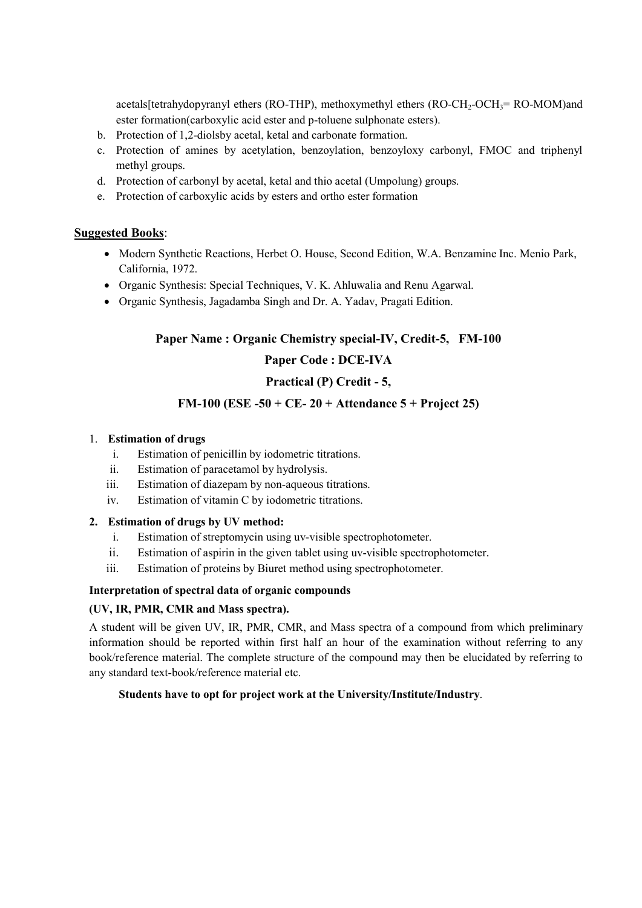acetals[tetrahydopyranyl ethers (RO-THP), methoxymethyl ethers (RO-$CH_2$-$OCH_3$= RO-MOM)and ester formation(carboxylic acid ester and p-toluene sulphonate esters).

b. Protection of 1,2-diolsby acetal, ketal and carbonate formation.
c. Protection of amines by acetylation, benzoylation, benzoyloxy carbonyl, FMOC and triphenyl methyl groups.
d. Protection of carbonyl by acetal, ketal and thio acetal (Umpolung) groups.
e. Protection of carboxylic acids by esters and ortho ester formation

**Suggested Books**:

- Modern Synthetic Reactions, Herbet O. House, Second Edition, W.A. Benzamine Inc. Menio Park, California, 1972.
- Organic Synthesis: Special Techniques, V. K. Ahluwalia and Renu Agarwal.
- Organic Synthesis, Jagadamba Singh and Dr. A. Yadav, Pragati Edition.

**Paper Name : Organic Chemistry special-IV, Credit-5, FM-100**

**Paper Code : DCE-IVA**

**Practical (P) Credit - 5,**

**FM-100 (ESE -50 + CE- 20 + Attendance 5 + Project 25)**

1. **Estimation of drugs**
   1. Estimation of penicillin by iodometric titrations.
   2. Estimation of paracetamol by hydrolysis.
   3. Estimation of diazepam by non-aqueous titrations.
   4. Estimation of vitamin C by iodometric titrations.

2. **Estimation of drugs by UV method:**
   1. Estimation of streptomycin using uv-visible spectrophotometer.
   2. Estimation of aspirin in the given tablet using uv-visible spectrophotometer.
   3. Estimation of proteins by Biuret method using spectrophotometer.

**Interpretation of spectral data of organic compounds**

**(UV, IR, PMR, CMR and Mass spectra).**

A student will be given UV, IR, PMR, CMR, and Mass spectra of a compound from which preliminary information should be reported within first half an hour of the examination without referring to any book/reference material. The complete structure of the compound may then be elucidated by referring to any standard text-book/reference material etc.

**Students have to opt for project work at the University/Institute/Industry**.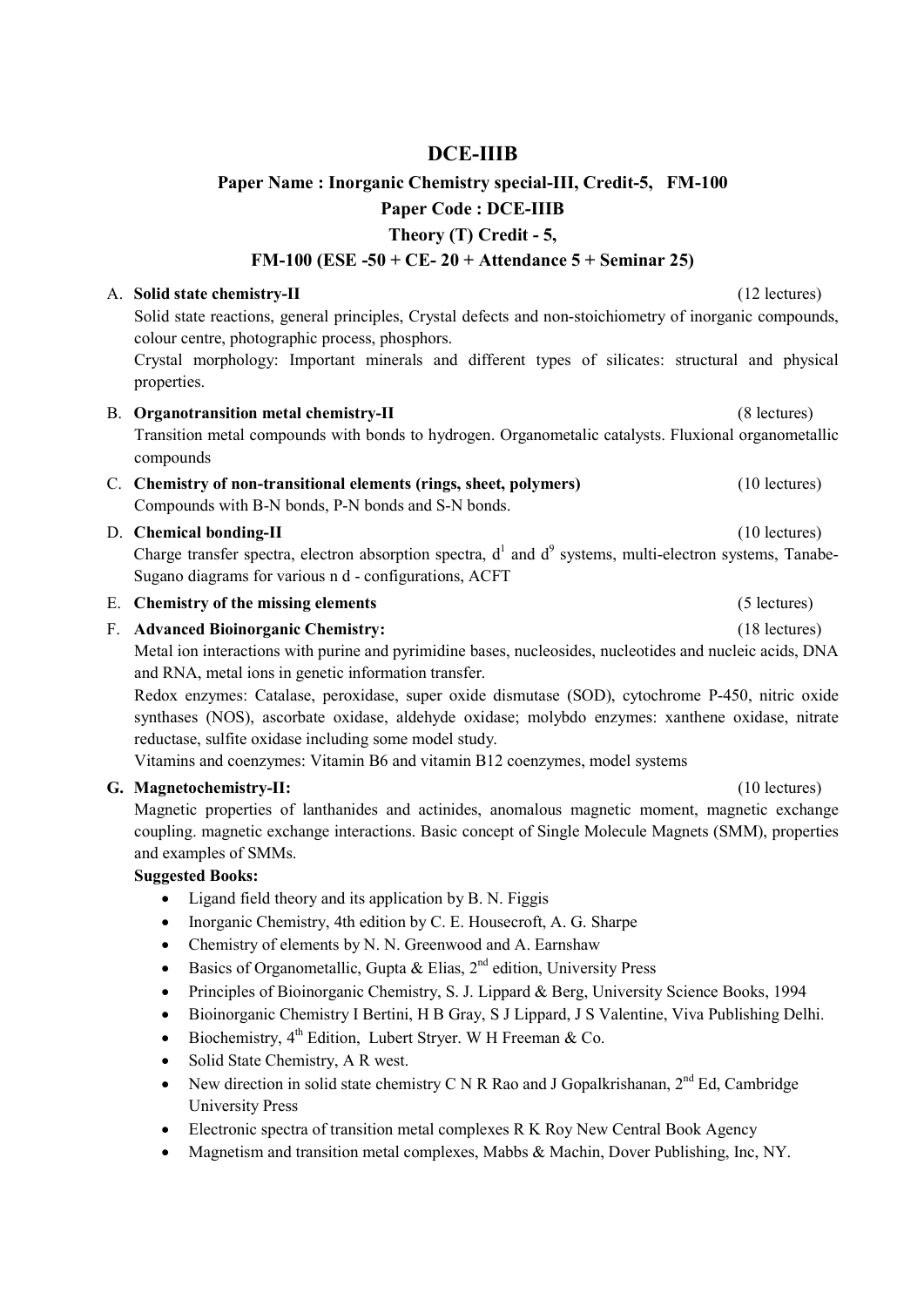# DCE-IIIB

**Paper Name : Inorganic Chemistry special-III, Credit-5, FM-100**

**Paper Code : DCE-IIIB**

**Theory (T) Credit - 5,**

**FM-100 (ESE -50 + CE- 20 + Attendance 5 + Seminar 25)**

A. **Solid state chemistry-II** (12 lectures)

Solid state reactions, general principles, Crystal defects and non-stoichiometry of inorganic compounds, colour centre, photographic process, phosphors.

Crystal morphology: Important minerals and different types of silicates: structural and physical properties.

B. **Organotransition metal chemistry-II** (8 lectures)

Transition metal compounds with bonds to hydrogen. Organometalic catalysts. Fluxional organometallic compounds

C. **Chemistry of non-transitional elements (rings, sheet, polymers)** (10 lectures)

Compounds with B-N bonds, P-N bonds and S-N bonds.

D. **Chemical bonding-II** (10 lectures)

Charge transfer spectra, electron absorption spectra, $d^1$ and $d^9$ systems, multi-electron systems, Tanabe-Sugano diagrams for various n d - configurations, ACFT

E. **Chemistry of the missing elements** (5 lectures)

F. **Advanced Bioinorganic Chemistry:** (18 lectures)

Metal ion interactions with purine and pyrimidine bases, nucleosides, nucleotides and nucleic acids, DNA and RNA, metal ions in genetic information transfer.

Redox enzymes: Catalase, peroxidase, super oxide dismutase (SOD), cytochrome P-450, nitric oxide synthases (NOS), ascorbate oxidase, aldehyde oxidase; molybdo enzymes: xanthene oxidase, nitrate reductase, sulfite oxidase including some model study.

Vitamins and coenzymes: Vitamin B6 and vitamin B12 coenzymes, model systems

**G. Magnetochemistry-II:** (10 lectures)

Magnetic properties of lanthanides and actinides, anomalous magnetic moment, magnetic exchange coupling. magnetic exchange interactions. Basic concept of Single Molecule Magnets (SMM), properties and examples of SMMs.

**Suggested Books:**

- Ligand field theory and its application by B. N. Figgis
- Inorganic Chemistry, 4th edition by C. E. Housecroft, A. G. Sharpe
- Chemistry of elements by N. N. Greenwood and A. Earnshaw
- Basics of Organometallic, Gupta & Elias, 2nd edition, University Press
- Principles of Bioinorganic Chemistry, S. J. Lippard & Berg, University Science Books, 1994
- Bioinorganic Chemistry I Bertini, H B Gray, S J Lippard, J S Valentine, Viva Publishing Delhi.
- Biochemistry, 4th Edition, Lubert Stryer. W H Freeman & Co.
- Solid State Chemistry, A R west.
- New direction in solid state chemistry C N R Rao and J Gopalkrishanan, 2nd Ed, Cambridge University Press
- Electronic spectra of transition metal complexes R K Roy New Central Book Agency
- Magnetism and transition metal complexes, Mabbs & Machin, Dover Publishing, Inc, NY.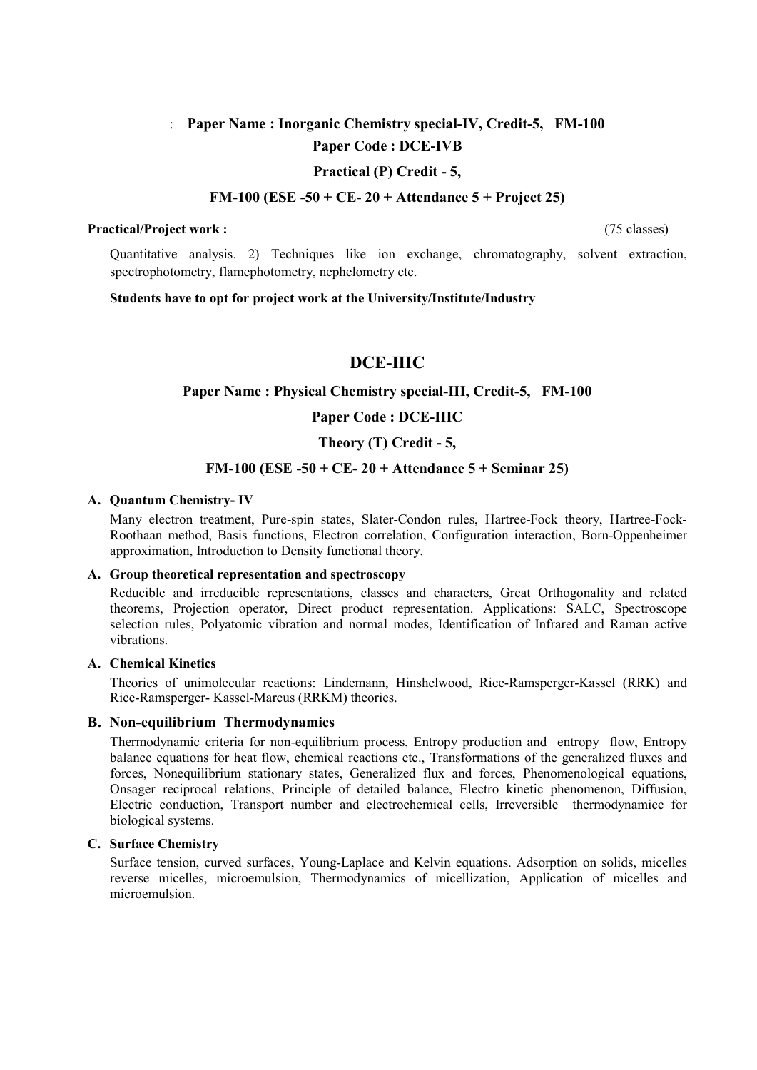: **Paper Name : Inorganic Chemistry special-IV, Credit-5, FM-100**

**Paper Code : DCE-IVB**

**Practical (P) Credit - 5,**

**FM-100 (ESE -50 + CE- 20 + Attendance 5 + Project 25)**

**Practical/Project work :** (75 classes)

Quantitative analysis. 2) Techniques like ion exchange, chromatography, solvent extraction, spectrophotometry, flamephotometry, nephelometry ete.

**Students have to opt for project work at the University/Institute/Industry**

## DCE-IIIC

**Paper Name : Physical Chemistry special-III, Credit-5, FM-100**

**Paper Code : DCE-IIIC**

**Theory (T) Credit - 5,**

**FM-100 (ESE -50 + CE- 20 + Attendance 5 + Seminar 25)**

**A. Quantum Chemistry- IV**

Many electron treatment, Pure-spin states, Slater-Condon rules, Hartree-Fock theory, Hartree-Fock-Roothaan method, Basis functions, Electron correlation, Configuration interaction, Born-Oppenheimer approximation, Introduction to Density functional theory.

**A. Group theoretical representation and spectroscopy**

Reducible and irreducible representations, classes and characters, Great Orthogonality and related theorems, Projection operator, Direct product representation. Applications: SALC, Spectroscope selection rules, Polyatomic vibration and normal modes, Identification of Infrared and Raman active vibrations.

**A. Chemical Kinetics**

Theories of unimolecular reactions: Lindemann, Hinshelwood, Rice-Ramsperger-Kassel (RRK) and Rice-Ramsperger- Kassel-Marcus (RRKM) theories.

**B. Non-equilibrium Thermodynamics**

Thermodynamic criteria for non-equilibrium process, Entropy production and entropy flow, Entropy balance equations for heat flow, chemical reactions etc., Transformations of the generalized fluxes and forces, Nonequilibrium stationary states, Generalized flux and forces, Phenomenological equations, Onsager reciprocal relations, Principle of detailed balance, Electro kinetic phenomenon, Diffusion, Electric conduction, Transport number and electrochemical cells, Irreversible thermodynamicc for biological systems.

**C. Surface Chemistry**

Surface tension, curved surfaces, Young-Laplace and Kelvin equations. Adsorption on solids, micelles reverse micelles, microemulsion, Thermodynamics of micellization, Application of micelles and microemulsion.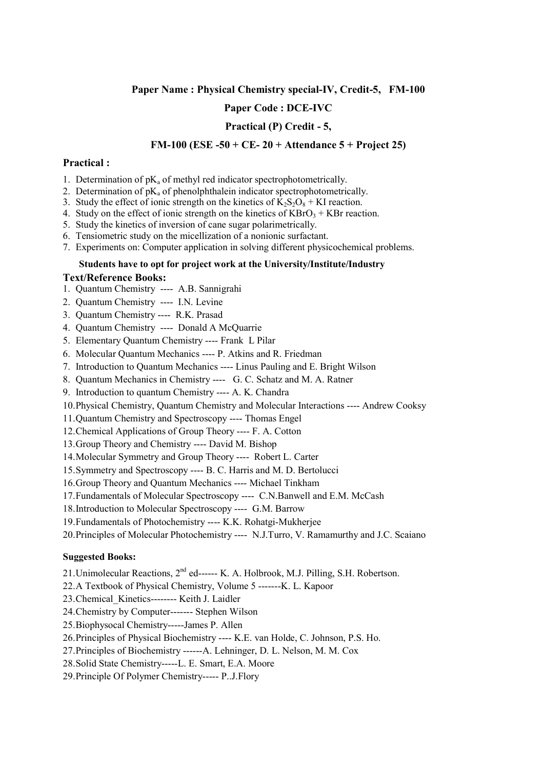**Paper Name : Physical Chemistry special-IV, Credit-5, FM-100**

**Paper Code : DCE-IVC**

**Practical (P) Credit - 5,**

**FM-100 (ESE -50 + CE- 20 + Attendance 5 + Project 25)**

### Practical :

1. Determination of $pK_a$ of methyl red indicator spectrophotometrically.
2. Determination of $pK_a$ of phenolphthalein indicator spectrophotometrically.
3. Study the effect of ionic strength on the kinetics of $K_2S_2O_8$ + KI reaction.
4. Study on the effect of ionic strength on the kinetics of $KBrO_3$ + KBr reaction.
5. Study the kinetics of inversion of cane sugar polarimetrically.
6. Tensiometric study on the micellization of a nonionic surfactant.
7. Experiments on: Computer application in solving different physicochemical problems.

**Students have to opt for project work at the University/Institute/Industry**

### Text/Reference Books:

1. Quantum Chemistry ---- A.B. Sannigrahi
2. Quantum Chemistry ---- I.N. Levine
3. Quantum Chemistry ---- R.K. Prasad
4. Quantum Chemistry ---- Donald A McQuarrie
5. Elementary Quantum Chemistry ---- Frank L Pilar
6. Molecular Quantum Mechanics ---- P. Atkins and R. Friedman
7. Introduction to Quantum Mechanics ---- Linus Pauling and E. Bright Wilson
8. Quantum Mechanics in Chemistry ---- G. C. Schatz and M. A. Ratner
9. Introduction to quantum Chemistry ---- A. K. Chandra
10. Physical Chemistry, Quantum Chemistry and Molecular Interactions ---- Andrew Cooksy
11. Quantum Chemistry and Spectroscopy ---- Thomas Engel
12. Chemical Applications of Group Theory ---- F. A. Cotton
13. Group Theory and Chemistry ---- David M. Bishop
14. Molecular Symmetry and Group Theory ---- Robert L. Carter
15. Symmetry and Spectroscopy ---- B. C. Harris and M. D. Bertolucci
16. Group Theory and Quantum Mechanics ---- Michael Tinkham
17. Fundamentals of Molecular Spectroscopy ---- C.N.Banwell and E.M. McCash
18. Introduction to Molecular Spectroscopy ---- G.M. Barrow
19. Fundamentals of Photochemistry ---- K.K. Rohatgi-Mukherjee
20. Principles of Molecular Photochemistry ---- N.J.Turro, V. Ramamurthy and J.C. Scaiano

**Suggested Books:**

21. Unimolecular Reactions, 2nd ed------ K. A. Holbrook, M.J. Pilling, S.H. Robertson.
22. A Textbook of Physical Chemistry, Volume 5 -------K. L. Kapoor
23. Chemical_Kinetics-------- Keith J. Laidler
24. Chemistry by Computer------- Stephen Wilson
25. Biophysocal Chemistry-----James P. Allen
26. Principles of Physical Biochemistry ---- K.E. van Holde, C. Johnson, P.S. Ho.
27. Principles of Biochemistry ------A. Lehninger, D. L. Nelson, M. M. Cox
28. Solid State Chemistry-----L. E. Smart, E.A. Moore
29. Principle Of Polymer Chemistry----- P..J.Flory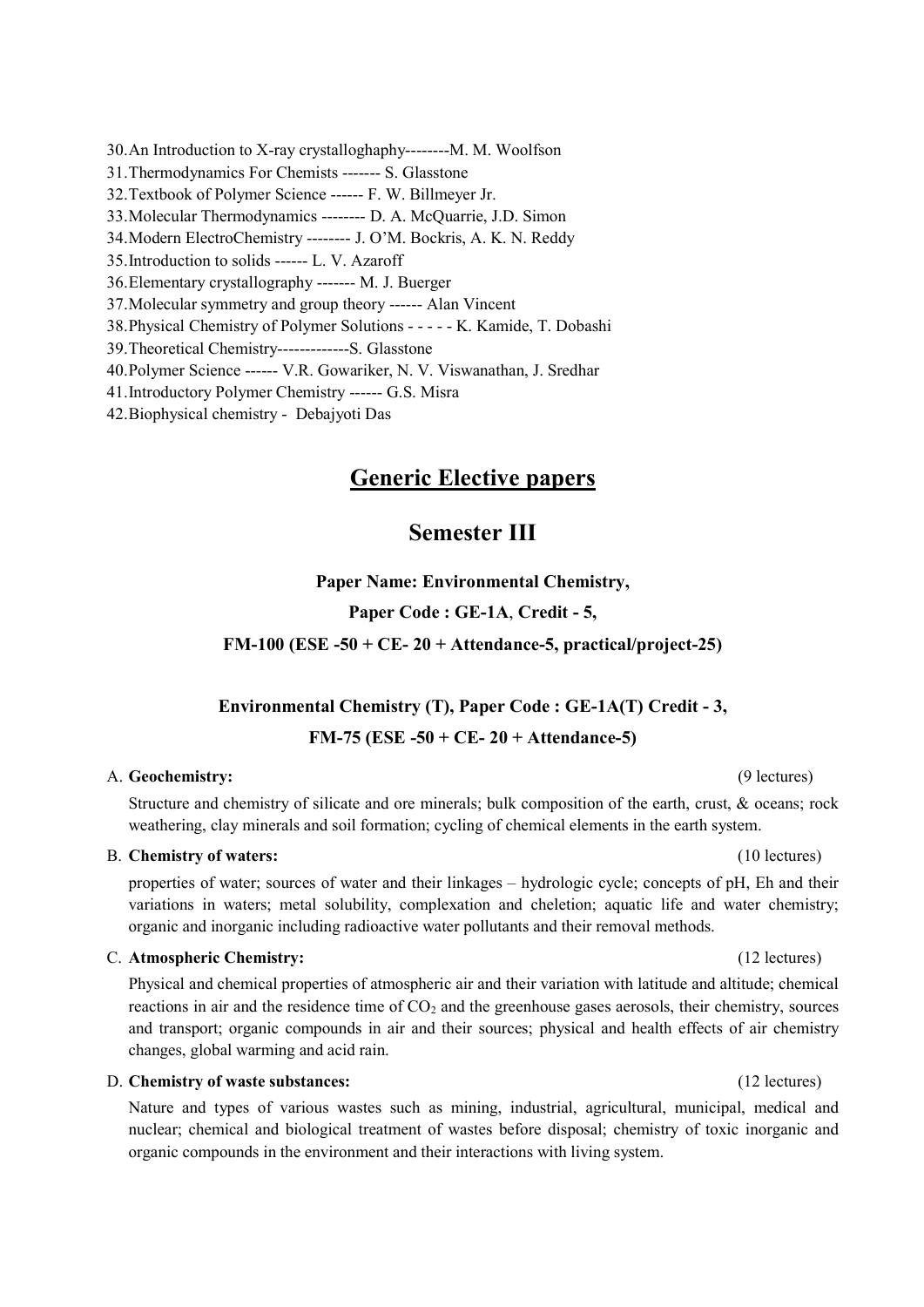30. An Introduction to X-ray crystalloghaphy--------M. M. Woolfson
31. Thermodynamics For Chemists ------- S. Glasstone
32. Textbook of Polymer Science ------ F. W. Billmeyer Jr.
33. Molecular Thermodynamics -------- D. A. McQuarrie, J.D. Simon
34. Modern ElectroChemistry -------- J. O'M. Bockris, A. K. N. Reddy
35. Introduction to solids ------ L. V. Azaroff
36. Elementary crystallography ------- M. J. Buerger
37. Molecular symmetry and group theory ------ Alan Vincent
38. Physical Chemistry of Polymer Solutions - - - - - K. Kamide, T. Dobashi
39. Theoretical Chemistry-------------S. Glasstone
40. Polymer Science ------ V.R. Gowariker, N. V. Viswanathan, J. Sredhar
41. Introductory Polymer Chemistry ------ G.S. Misra
42. Biophysical chemistry - Debajyoti Das

## Generic Elective papers

## Semester III

**Paper Name: Environmental Chemistry,**

**Paper Code : GE-1A, Credit - 5,**

**FM-100 (ESE -50 + CE- 20 + Attendance-5, practical/project-25)**

**Environmental Chemistry (T), Paper Code : GE-1A(T) Credit - 3,**

**FM-75 (ESE -50 + CE- 20 + Attendance-5)**

A. **Geochemistry:** (9 lectures)

Structure and chemistry of silicate and ore minerals; bulk composition of the earth, crust, & oceans; rock weathering, clay minerals and soil formation; cycling of chemical elements in the earth system.

B. **Chemistry of waters:** (10 lectures)

properties of water; sources of water and their linkages – hydrologic cycle; concepts of pH, Eh and their variations in waters; metal solubility, complexation and cheletion; aquatic life and water chemistry; organic and inorganic including radioactive water pollutants and their removal methods.

C. **Atmospheric Chemistry:** (12 lectures)

Physical and chemical properties of atmospheric air and their variation with latitude and altitude; chemical reactions in air and the residence time of $CO_2$ and the greenhouse gases aerosols, their chemistry, sources and transport; organic compounds in air and their sources; physical and health effects of air chemistry changes, global warming and acid rain.

D. **Chemistry of waste substances:** (12 lectures)

Nature and types of various wastes such as mining, industrial, agricultural, municipal, medical and nuclear; chemical and biological treatment of wastes before disposal; chemistry of toxic inorganic and organic compounds in the environment and their interactions with living system.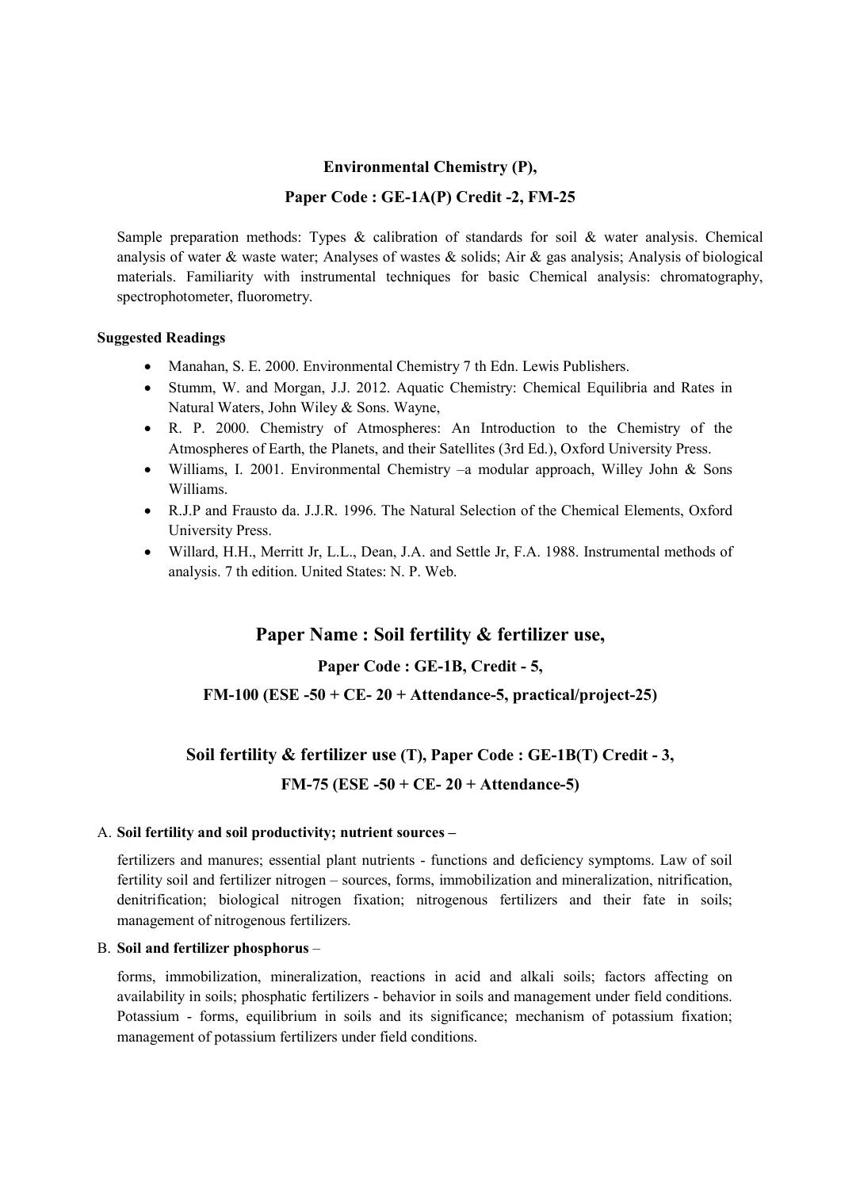**Environmental Chemistry (P),**

**Paper Code : GE-1A(P) Credit -2, FM-25**

Sample preparation methods: Types & calibration of standards for soil & water analysis. Chemical analysis of water & waste water; Analyses of wastes & solids; Air & gas analysis; Analysis of biological materials. Familiarity with instrumental techniques for basic Chemical analysis: chromatography, spectrophotometer, fluorometry.

**Suggested Readings**

- Manahan, S. E. 2000. Environmental Chemistry 7 th Edn. Lewis Publishers.
- Stumm, W. and Morgan, J.J. 2012. Aquatic Chemistry: Chemical Equilibria and Rates in Natural Waters, John Wiley & Sons. Wayne,
- R. P. 2000. Chemistry of Atmospheres: An Introduction to the Chemistry of the Atmospheres of Earth, the Planets, and their Satellites (3rd Ed.), Oxford University Press.
- Williams, I. 2001. Environmental Chemistry –a modular approach, Willey John & Sons Williams.
- R.J.P and Frausto da. J.J.R. 1996. The Natural Selection of the Chemical Elements, Oxford University Press.
- Willard, H.H., Merritt Jr, L.L., Dean, J.A. and Settle Jr, F.A. 1988. Instrumental methods of analysis. 7 th edition. United States: N. P. Web.

## Paper Name : Soil fertility & fertilizer use,

### Paper Code : GE-1B, Credit - 5,

### FM-100 (ESE -50 + CE- 20 + Attendance-5, practical/project-25)

## Soil fertility & fertilizer use (T), Paper Code : GE-1B(T) Credit - 3,

### FM-75 (ESE -50 + CE- 20 + Attendance-5)

A. **Soil fertility and soil productivity; nutrient sources –**

fertilizers and manures; essential plant nutrients - functions and deficiency symptoms. Law of soil fertility soil and fertilizer nitrogen – sources, forms, immobilization and mineralization, nitrification, denitrification; biological nitrogen fixation; nitrogenous fertilizers and their fate in soils; management of nitrogenous fertilizers.

B. **Soil and fertilizer phosphorus** –

forms, immobilization, mineralization, reactions in acid and alkali soils; factors affecting on availability in soils; phosphatic fertilizers - behavior in soils and management under field conditions. Potassium - forms, equilibrium in soils and its significance; mechanism of potassium fixation; management of potassium fertilizers under field conditions.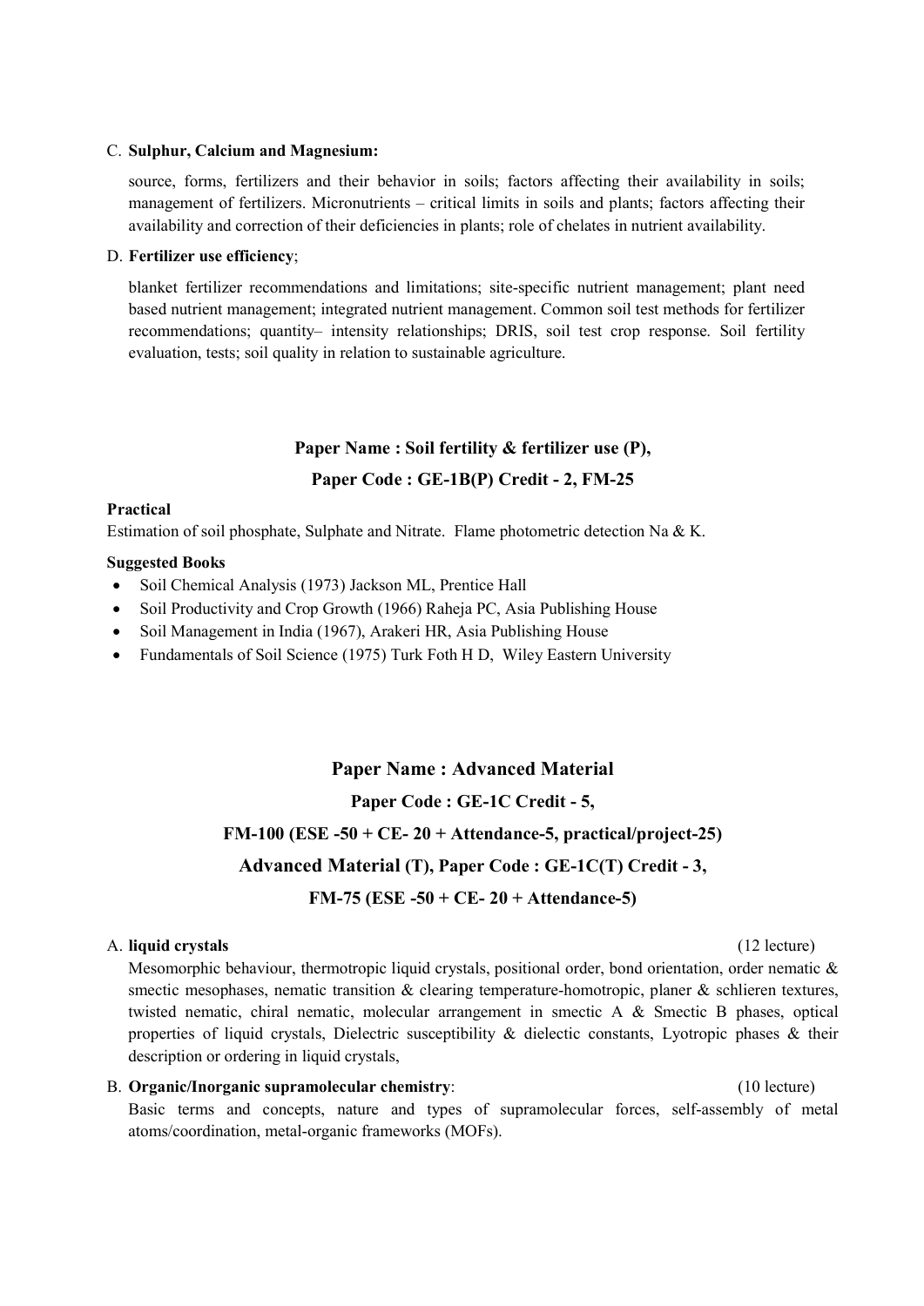C. **Sulphur, Calcium and Magnesium:**

source, forms, fertilizers and their behavior in soils; factors affecting their availability in soils; management of fertilizers. Micronutrients – critical limits in soils and plants; factors affecting their availability and correction of their deficiencies in plants; role of chelates in nutrient availability.

D. **Fertilizer use efficiency**;

blanket fertilizer recommendations and limitations; site-specific nutrient management; plant need based nutrient management; integrated nutrient management. Common soil test methods for fertilizer recommendations; quantity– intensity relationships; DRIS, soil test crop response. Soil fertility evaluation, tests; soil quality in relation to sustainable agriculture.

## Paper Name : Soil fertility & fertilizer use (P),

## Paper Code : GE-1B(P) Credit - 2, FM-25

**Practical**

Estimation of soil phosphate, Sulphate and Nitrate. Flame photometric detection Na & K.

**Suggested Books**

- Soil Chemical Analysis (1973) Jackson ML, Prentice Hall
- Soil Productivity and Crop Growth (1966) Raheja PC, Asia Publishing House
- Soil Management in India (1967), Arakeri HR, Asia Publishing House
- Fundamentals of Soil Science (1975) Turk Foth H D, Wiley Eastern University

## Paper Name : Advanced Material

### Paper Code : GE-1C Credit - 5,

### FM-100 (ESE -50 + CE- 20 + Attendance-5, practical/project-25)

### Advanced Material (T), Paper Code : GE-1C(T) Credit - 3,

### FM-75 (ESE -50 + CE- 20 + Attendance-5)

A. **liquid crystals** (12 lecture)

Mesomorphic behaviour, thermotropic liquid crystals, positional order, bond orientation, order nematic & smectic mesophases, nematic transition & clearing temperature-homotropic, planer & schlieren textures, twisted nematic, chiral nematic, molecular arrangement in smectic A & Smectic B phases, optical properties of liquid crystals, Dielectric susceptibility & dielectic constants, Lyotropic phases & their description or ordering in liquid crystals,

B. **Organic/Inorganic supramolecular chemistry**: (10 lecture)

Basic terms and concepts, nature and types of supramolecular forces, self-assembly of metal atoms/coordination, metal-organic frameworks (MOFs).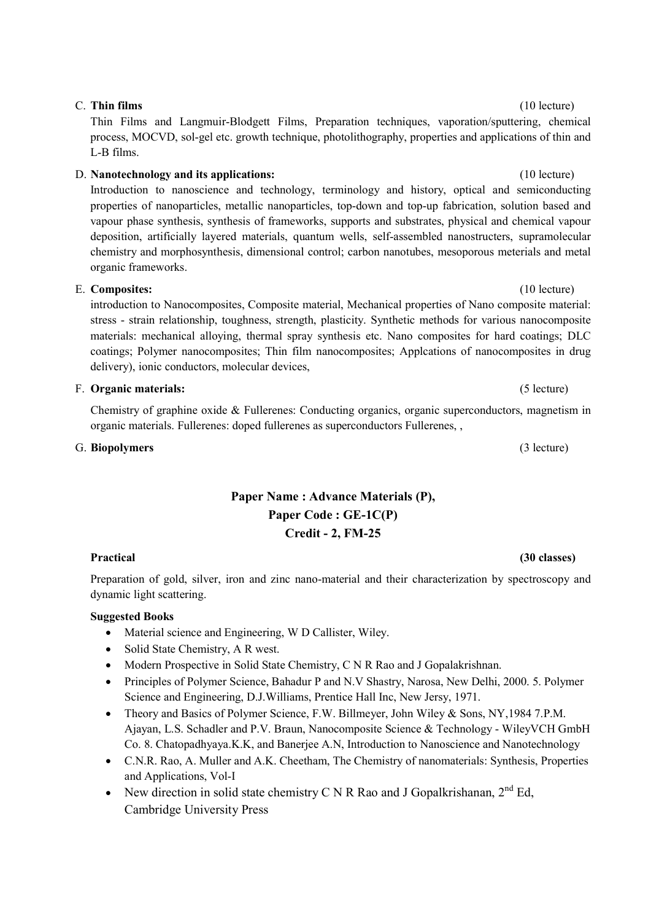C. **Thin films** (10 lecture)

Thin Films and Langmuir-Blodgett Films, Preparation techniques, vaporation/sputtering, chemical process, MOCVD, sol-gel etc. growth technique, photolithography, properties and applications of thin and L-B films.

D. **Nanotechnology and its applications:** (10 lecture)

Introduction to nanoscience and technology, terminology and history, optical and semiconducting properties of nanoparticles, metallic nanoparticles, top-down and top-up fabrication, solution based and vapour phase synthesis, synthesis of frameworks, supports and substrates, physical and chemical vapour deposition, artificially layered materials, quantum wells, self-assembled nanostructers, supramolecular chemistry and morphosynthesis, dimensional control; carbon nanotubes, mesoporous meterials and metal organic frameworks.

E. **Composites:** (10 lecture)

introduction to Nanocomposites, Composite material, Mechanical properties of Nano composite material: stress - strain relationship, toughness, strength, plasticity. Synthetic methods for various nanocomposite materials: mechanical alloying, thermal spray synthesis etc. Nano composites for hard coatings; DLC coatings; Polymer nanocomposites; Thin film nanocomposites; Applcations of nanocomposites in drug delivery), ionic conductors, molecular devices,

F. **Organic materials:** (5 lecture)

Chemistry of graphine oxide & Fullerenes: Conducting organics, organic superconductors, magnetism in organic materials. Fullerenes: doped fullerenes as superconductors Fullerenes, ,

G. **Biopolymers** (3 lecture)

## Paper Name : Advance Materials (P), Paper Code : GE-1C(P) Credit - 2, FM-25

**Practical** **(30 classes)**

Preparation of gold, silver, iron and zinc nano-material and their characterization by spectroscopy and dynamic light scattering.

**Suggested Books**

- Material science and Engineering, W D Callister, Wiley.
- Solid State Chemistry, A R west.
- Modern Prospective in Solid State Chemistry, C N R Rao and J Gopalakrishnan.
- Principles of Polymer Science, Bahadur P and N.V Shastry, Narosa, New Delhi, 2000. 5. Polymer Science and Engineering, D.J.Williams, Prentice Hall Inc, New Jersy, 1971.
- Theory and Basics of Polymer Science, F.W. Billmeyer, John Wiley & Sons, NY,1984 7.P.M. Ajayan, L.S. Schadler and P.V. Braun, Nanocomposite Science & Technology - WileyVCH GmbH Co. 8. Chatopadhyaya.K.K, and Banerjee A.N, Introduction to Nanoscience and Nanotechnology
- C.N.R. Rao, A. Muller and A.K. Cheetham, The Chemistry of nanomaterials: Synthesis, Properties and Applications, Vol-I
- New direction in solid state chemistry C N R Rao and J Gopalkrishanan, 2nd Ed, Cambridge University Press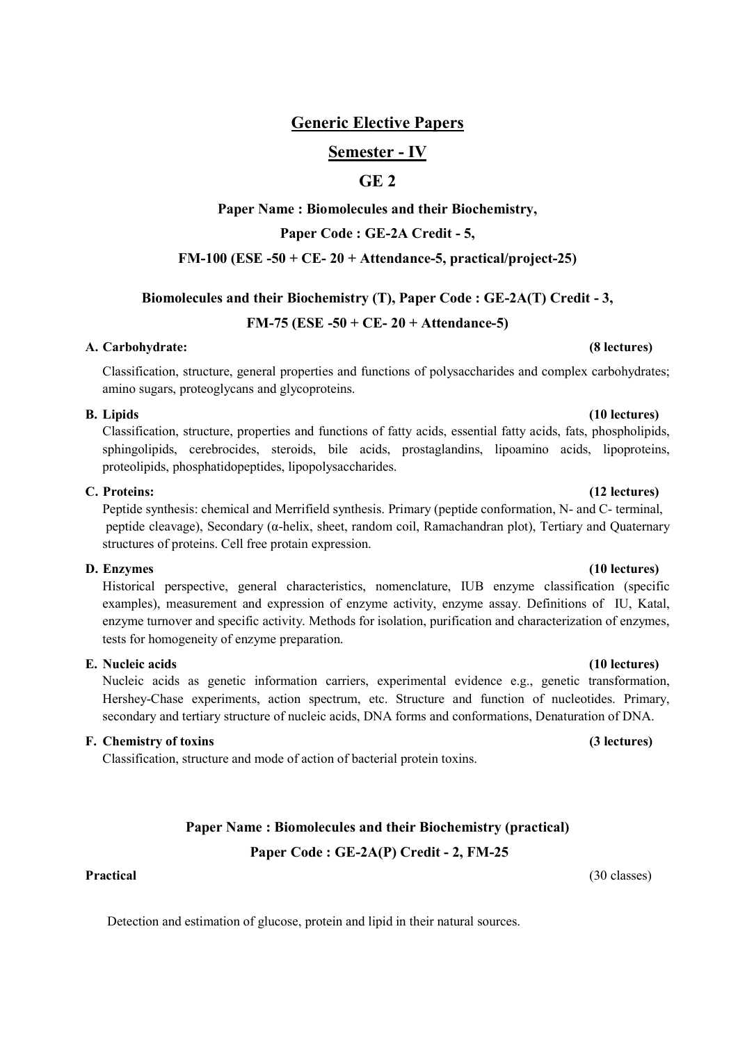## Generic Elective Papers

## Semester - IV

## GE 2

**Paper Name : Biomolecules and their Biochemistry,**

**Paper Code : GE-2A Credit - 5,**

**FM-100 (ESE -50 + CE- 20 + Attendance-5, practical/project-25)**

### Biomolecules and their Biochemistry (T), Paper Code : GE-2A(T) Credit - 3,

**FM-75 (ESE -50 + CE- 20 + Attendance-5)**

**A. Carbohydrate: (8 lectures)**

Classification, structure, general properties and functions of polysaccharides and complex carbohydrates; amino sugars, proteoglycans and glycoproteins.

**B. Lipids (10 lectures)**

Classification, structure, properties and functions of fatty acids, essential fatty acids, fats, phospholipids, sphingolipids, cerebrocides, steroids, bile acids, prostaglandins, lipoamino acids, lipoproteins, proteolipids, phosphatidopeptides, lipopolysaccharides.

**C. Proteins: (12 lectures)**

Peptide synthesis: chemical and Merrifield synthesis. Primary (peptide conformation, N- and C- terminal, peptide cleavage), Secondary (α-helix, sheet, random coil, Ramachandran plot), Tertiary and Quaternary structures of proteins. Cell free protain expression.

**D. Enzymes (10 lectures)**

Historical perspective, general characteristics, nomenclature, IUB enzyme classification (specific examples), measurement and expression of enzyme activity, enzyme assay. Definitions of IU, Katal, enzyme turnover and specific activity. Methods for isolation, purification and characterization of enzymes, tests for homogeneity of enzyme preparation.

**E. Nucleic acids (10 lectures)**

Nucleic acids as genetic information carriers, experimental evidence e.g., genetic transformation, Hershey-Chase experiments, action spectrum, etc. Structure and function of nucleotides. Primary, secondary and tertiary structure of nucleic acids, DNA forms and conformations, Denaturation of DNA.

**F. Chemistry of toxins (3 lectures)**

Classification, structure and mode of action of bacterial protein toxins.

### Paper Name : Biomolecules and their Biochemistry (practical)

**Paper Code : GE-2A(P) Credit - 2, FM-25**

**Practical** (30 classes)

Detection and estimation of glucose, protein and lipid in their natural sources.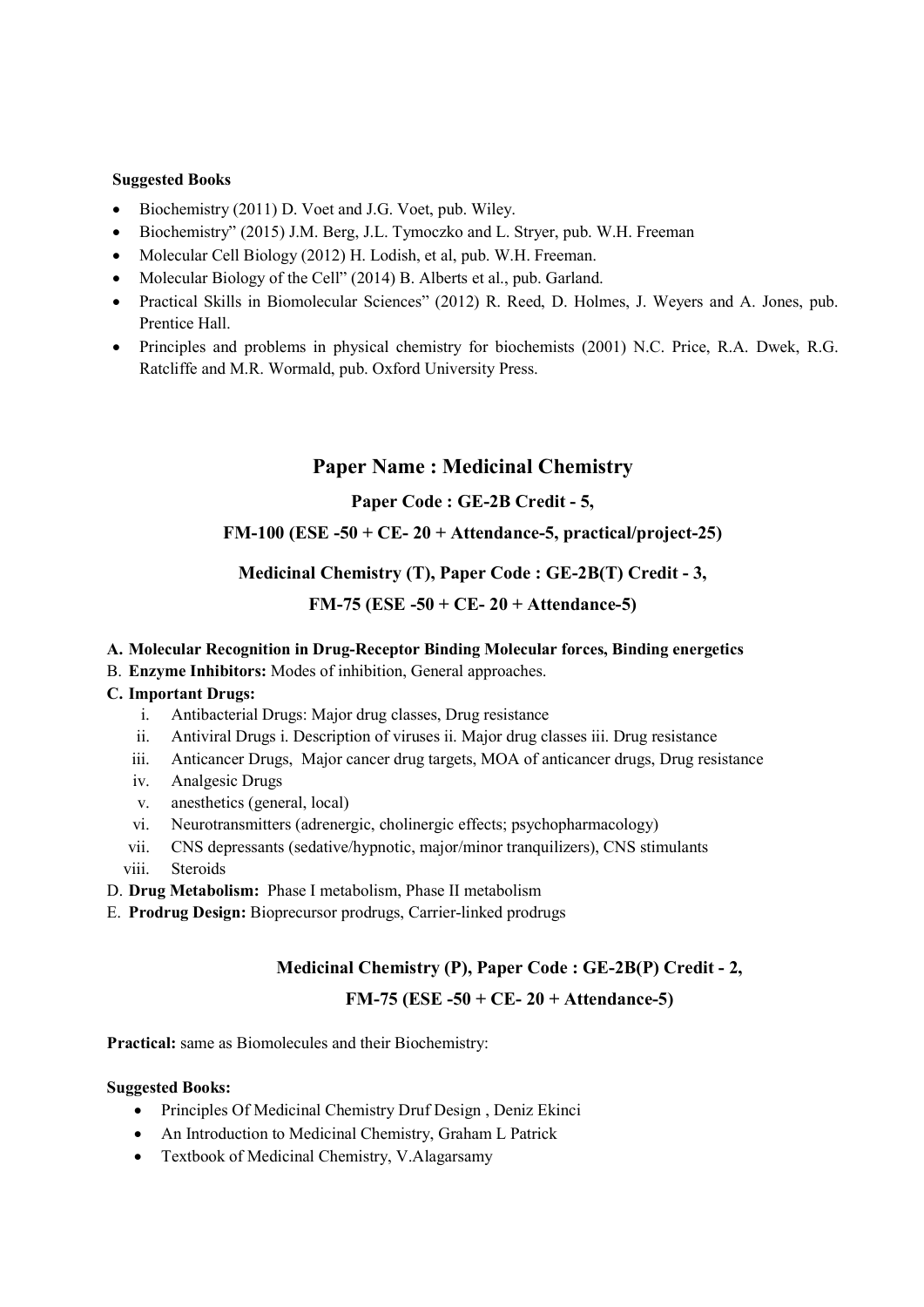**Suggested Books**

- Biochemistry (2011) D. Voet and J.G. Voet, pub. Wiley.
- Biochemistry" (2015) J.M. Berg, J.L. Tymoczko and L. Stryer, pub. W.H. Freeman
- Molecular Cell Biology (2012) H. Lodish, et al, pub. W.H. Freeman.
- Molecular Biology of the Cell" (2014) B. Alberts et al., pub. Garland.
- Practical Skills in Biomolecular Sciences" (2012) R. Reed, D. Holmes, J. Weyers and A. Jones, pub. Prentice Hall.
- Principles and problems in physical chemistry for biochemists (2001) N.C. Price, R.A. Dwek, R.G. Ratcliffe and M.R. Wormald, pub. Oxford University Press.

## Paper Name : Medicinal Chemistry

### Paper Code : GE-2B Credit - 5,

### FM-100 (ESE -50 + CE- 20 + Attendance-5, practical/project-25)

### Medicinal Chemistry (T), Paper Code : GE-2B(T) Credit - 3,

### FM-75 (ESE -50 + CE- 20 + Attendance-5)

**A. Molecular Recognition in Drug-Receptor Binding Molecular forces, Binding energetics**

B. **Enzyme Inhibitors:** Modes of inhibition, General approaches.

**C. Important Drugs:**

i. Antibacterial Drugs: Major drug classes, Drug resistance
ii. Antiviral Drugs i. Description of viruses ii. Major drug classes iii. Drug resistance
iii. Anticancer Drugs, Major cancer drug targets, MOA of anticancer drugs, Drug resistance
iv. Analgesic Drugs
v. anesthetics (general, local)
vi. Neurotransmitters (adrenergic, cholinergic effects; psychopharmacology)
vii. CNS depressants (sedative/hypnotic, major/minor tranquilizers), CNS stimulants
viii. Steroids

D. **Drug Metabolism:** Phase I metabolism, Phase II metabolism

E. **Prodrug Design:** Bioprecursor prodrugs, Carrier-linked prodrugs

### Medicinal Chemistry (P), Paper Code : GE-2B(P) Credit - 2,

### FM-75 (ESE -50 + CE- 20 + Attendance-5)

**Practical:** same as Biomolecules and their Biochemistry:

**Suggested Books:**

- Principles Of Medicinal Chemistry Druf Design , Deniz Ekinci
- An Introduction to Medicinal Chemistry, Graham L Patrick
- Textbook of Medicinal Chemistry, V.Alagarsamy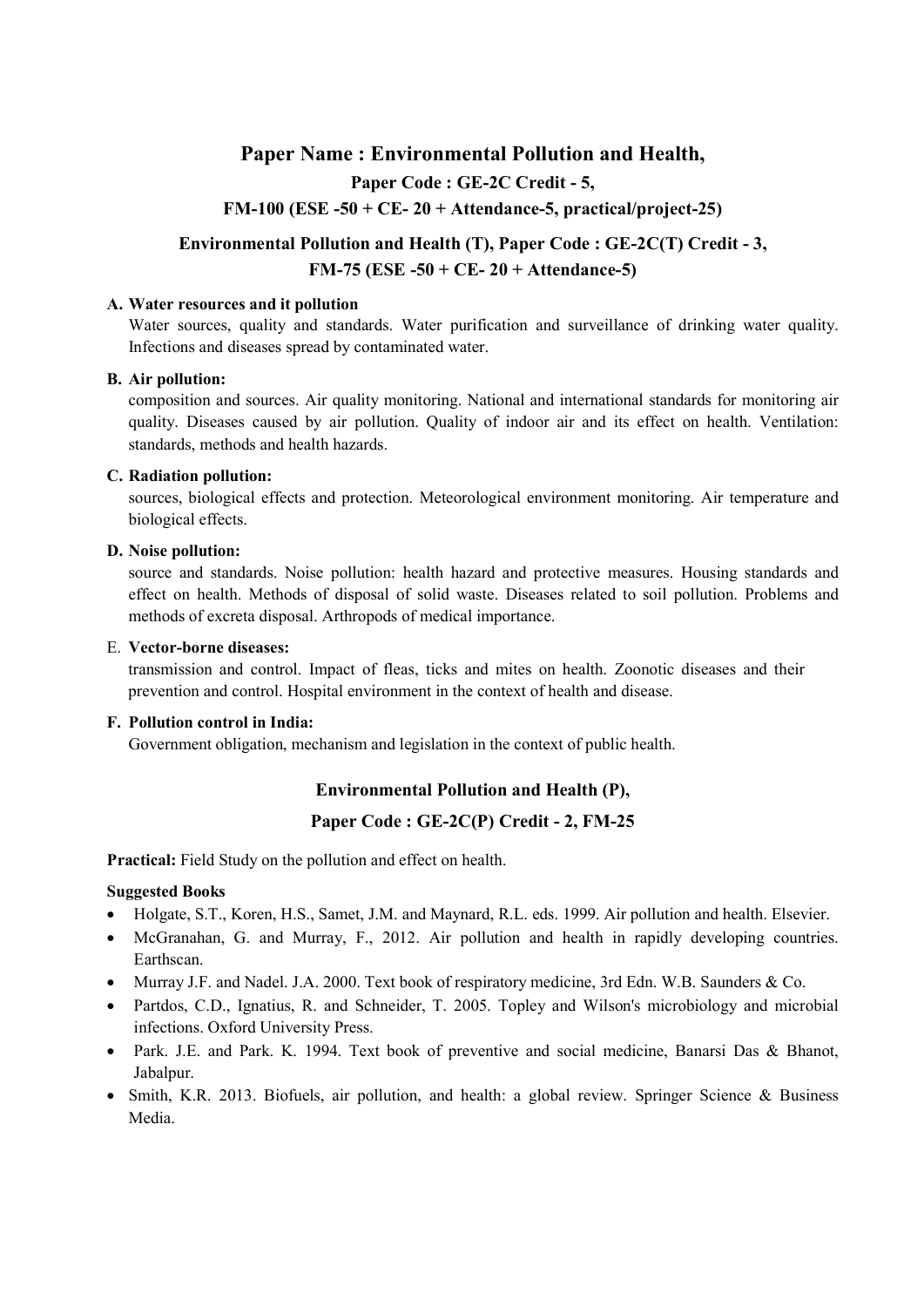## Paper Name : Environmental Pollution and Health,

### Paper Code : GE-2C Credit - 5,

### FM-100 (ESE -50 + CE- 20 + Attendance-5, practical/project-25)

## Environmental Pollution and Health (T), Paper Code : GE-2C(T) Credit - 3,

### FM-75 (ESE -50 + CE- 20 + Attendance-5)

**A. Water resources and it pollution**

Water sources, quality and standards. Water purification and surveillance of drinking water quality. Infections and diseases spread by contaminated water.

**B. Air pollution:**

composition and sources. Air quality monitoring. National and international standards for monitoring air quality. Diseases caused by air pollution. Quality of indoor air and its effect on health. Ventilation: standards, methods and health hazards.

**C. Radiation pollution:**

sources, biological effects and protection. Meteorological environment monitoring. Air temperature and biological effects.

**D. Noise pollution:**

source and standards. Noise pollution: health hazard and protective measures. Housing standards and effect on health. Methods of disposal of solid waste. Diseases related to soil pollution. Problems and methods of excreta disposal. Arthropods of medical importance.

E. **Vector-borne diseases:**

transmission and control. Impact of fleas, ticks and mites on health. Zoonotic diseases and their prevention and control. Hospital environment in the context of health and disease.

**F. Pollution control in India:**

Government obligation, mechanism and legislation in the context of public health.

### Environmental Pollution and Health (P),

### Paper Code : GE-2C(P) Credit - 2, FM-25

**Practical:** Field Study on the pollution and effect on health.

**Suggested Books**

- Holgate, S.T., Koren, H.S., Samet, J.M. and Maynard, R.L. eds. 1999. Air pollution and health. Elsevier.
- McGranahan, G. and Murray, F., 2012. Air pollution and health in rapidly developing countries. Earthscan.
- Murray J.F. and Nadel. J.A. 2000. Text book of respiratory medicine, 3rd Edn. W.B. Saunders & Co.
- Partdos, C.D., Ignatius, R. and Schneider, T. 2005. Topley and Wilson's microbiology and microbial infections. Oxford University Press.
- Park. J.E. and Park. K. 1994. Text book of preventive and social medicine, Banarsi Das & Bhanot, Jabalpur.
- Smith, K.R. 2013. Biofuels, air pollution, and health: a global review. Springer Science & Business Media.